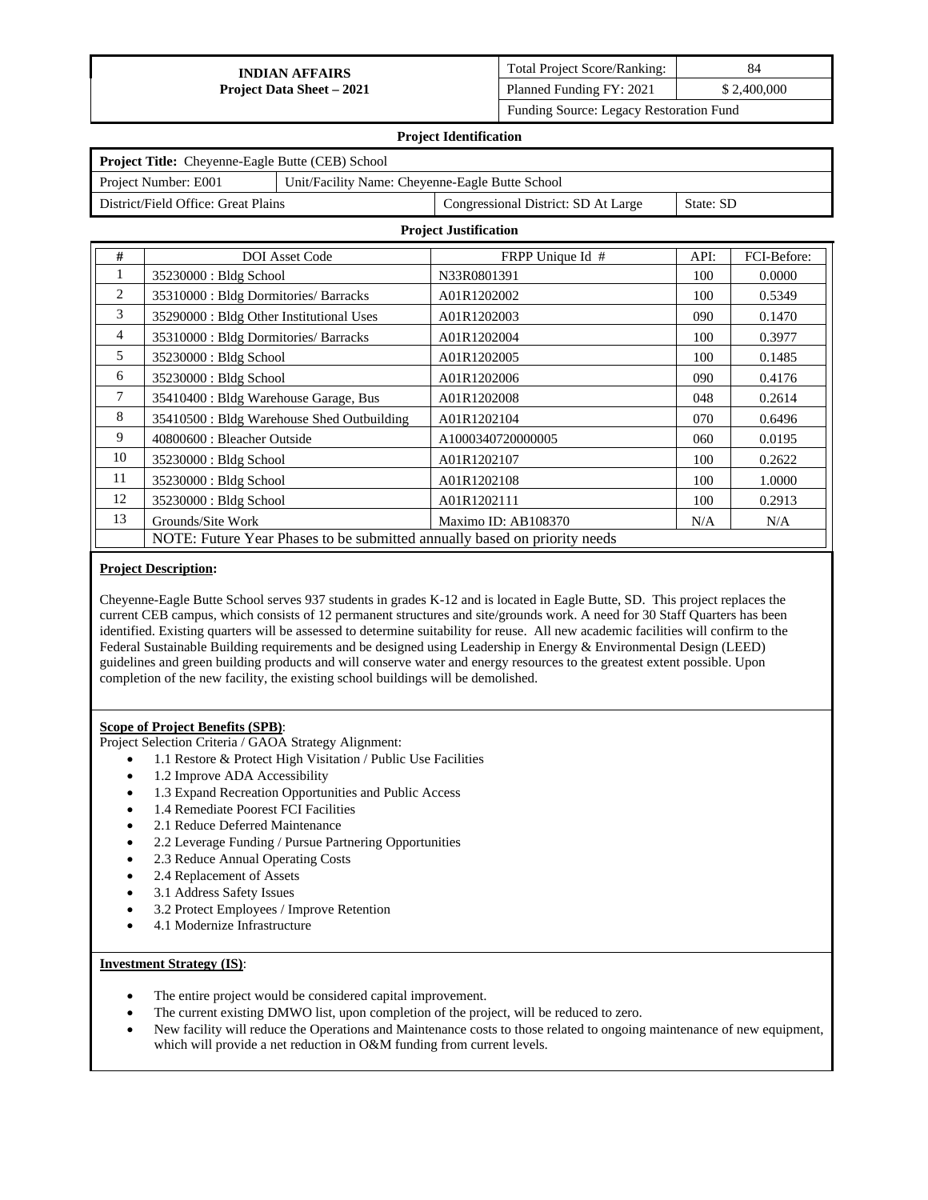| INDIAN AFFAIRS<br>Project Data Sheet – 2021 | Total Project Score/Ranking: | 84 |
|---|---|---|
| | Planned Funding FY: 2021 | $ 2,400,000 |
| | Funding Source: Legacy Restoration Fund | |

## Project Identification

| Project Title: Cheyenne-Eagle Butte (CEB) School | | | |
|---|---|---|---|
| Project Number: E001 | Unit/Facility Name: Cheyenne-Eagle Butte School | | |
| District/Field Office: Great Plains | | Congressional District: SD At Large | State: SD |

## Project Justification

| # | DOI Asset Code | FRPP Unique Id # | API: | FCI-Before: |
|---|---|---|---|---|
| 1 | 35230000 : Bldg School | N33R0801391 | 100 | 0.0000 |
| 2 | 35310000 : Bldg Dormitories/ Barracks | A01R1202002 | 100 | 0.5349 |
| 3 | 35290000 : Bldg Other Institutional Uses | A01R1202003 | 090 | 0.1470 |
| 4 | 35310000 : Bldg Dormitories/ Barracks | A01R1202004 | 100 | 0.3977 |
| 5 | 35230000 : Bldg School | A01R1202005 | 100 | 0.1485 |
| 6 | 35230000 : Bldg School | A01R1202006 | 090 | 0.4176 |
| 7 | 35410400 : Bldg Warehouse Garage, Bus | A01R1202008 | 048 | 0.2614 |
| 8 | 35410500 : Bldg Warehouse Shed Outbuilding | A01R1202104 | 070 | 0.6496 |
| 9 | 40800600 : Bleacher Outside | A1000340720000005 | 060 | 0.0195 |
| 10 | 35230000 : Bldg School | A01R1202107 | 100 | 0.2622 |
| 11 | 35230000 : Bldg School | A01R1202108 | 100 | 1.0000 |
| 12 | 35230000 : Bldg School | A01R1202111 | 100 | 0.2913 |
| 13 | Grounds/Site Work | Maximo ID: AB108370 | N/A | N/A |
| | NOTE: Future Year Phases to be submitted annually based on priority needs | | | |

**Project Description:**

Cheyenne-Eagle Butte School serves 937 students in grades K-12 and is located in Eagle Butte, SD. This project replaces the current CEB campus, which consists of 12 permanent structures and site/grounds work. A need for 30 Staff Quarters has been identified. Existing quarters will be assessed to determine suitability for reuse. All new academic facilities will confirm to the Federal Sustainable Building requirements and be designed using Leadership in Energy & Environmental Design (LEED) guidelines and green building products and will conserve water and energy resources to the greatest extent possible. Upon completion of the new facility, the existing school buildings will be demolished.

**Scope of Project Benefits (SPB)**:

Project Selection Criteria / GAOA Strategy Alignment:

- 1.1 Restore & Protect High Visitation / Public Use Facilities
- 1.2 Improve ADA Accessibility
- 1.3 Expand Recreation Opportunities and Public Access
- 1.4 Remediate Poorest FCI Facilities
- 2.1 Reduce Deferred Maintenance
- 2.2 Leverage Funding / Pursue Partnering Opportunities
- 2.3 Reduce Annual Operating Costs
- 2.4 Replacement of Assets
- 3.1 Address Safety Issues
- 3.2 Protect Employees / Improve Retention
- 4.1 Modernize Infrastructure

**Investment Strategy (IS)**:

- The entire project would be considered capital improvement.
- The current existing DMWO list, upon completion of the project, will be reduced to zero.
- New facility will reduce the Operations and Maintenance costs to those related to ongoing maintenance of new equipment, which will provide a net reduction in O&M funding from current levels.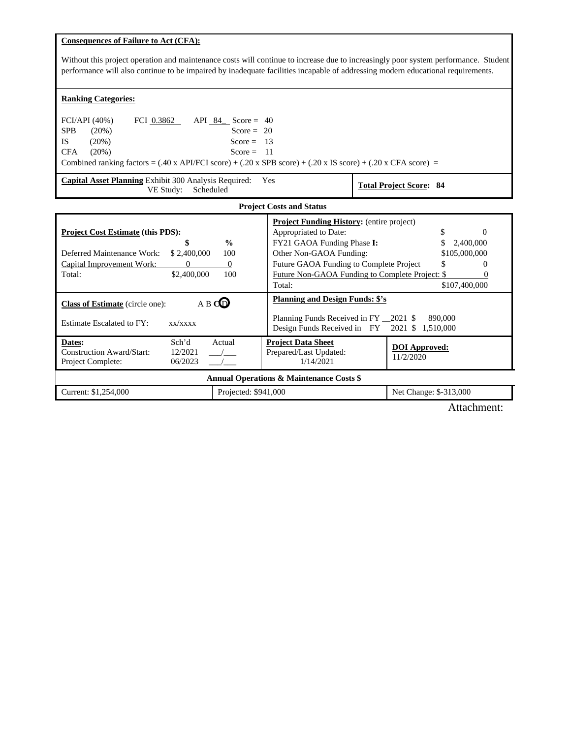**Consequences of Failure to Act (CFA):**

Without this project operation and maintenance costs will continue to increase due to increasingly poor system performance. Student performance will also continue to be impaired by inadequate facilities incapable of addressing modern educational requirements.

**Ranking Categories:**

FCI/API (40%) FCI 0.3862 API 84 Score = 40
SPB (20%) Score = 20
IS (20%) Score = 13
CFA (20%) Score = 11
Combined ranking factors = (.40 x API/FCI score) + (.20 x SPB score) + (.20 x IS score) + (.20 x CFA score) =

**Capital Asset Planning** Exhibit 300 Analysis Required: Yes
VE Study: Scheduled

**Total Project Score: 84**

**Project Costs and Status**

**Project Cost Estimate (this PDS):**

| | $ | % |
|---|---|---|
| Deferred Maintenance Work: | $ 2,400,000 | 100 |
| Capital Improvement Work: | 0 | 0 |
| Total: | $2,400,000 | 100 |

**Project Funding History:** (entire project)

| | |
|---|---|
| Appropriated to Date: | $ 0 |
| FY21 GAOA Funding Phase **I:** | $ 2,400,000 |
| Other Non-GAOA Funding: | $105,000,000 |
| Future GAOA Funding to Complete Project | $ 0 |
| Future Non-GAOA Funding to Complete Project: | $ 0 |
| Total: | $107,400,000 |

**Class of Estimate** (circle one): A B C D (D circled)

Estimate Escalated to FY: xx/xxxx

**Planning and Design Funds: $'s**

Planning Funds Received in FY 2021 $ 890,000
Design Funds Received in FY 2021 $ 1,510,000

| **Dates:** | Sch'd | Actual |
|---|---|---|
| Construction Award/Start: | 12/2021 | ___/___ |
| Project Complete: | 06/2023 | ___/___ |

**Project Data Sheet**
Prepared/Last Updated: 1/14/2021

**DOI Approved:** 11/2/2020

**Annual Operations & Maintenance Costs $**

| Current: $1,254,000 | Projected: $941,000 | Net Change: $-313,000 |
|---|---|---|

Attachment: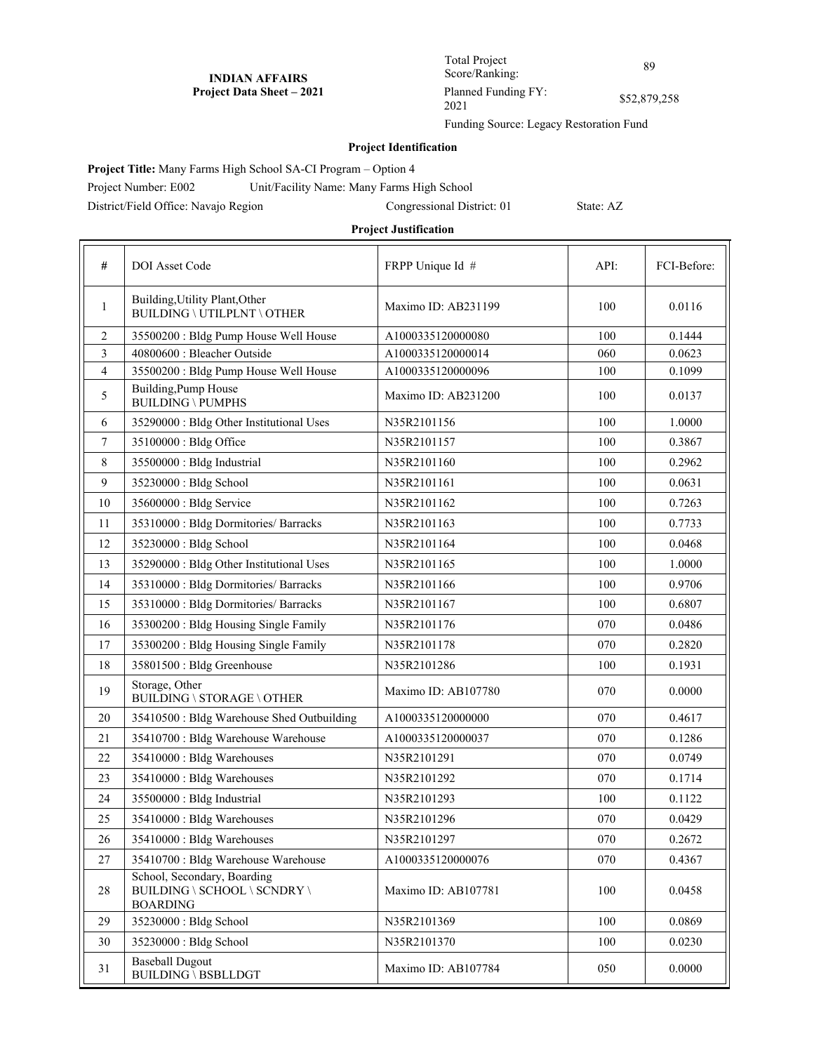**INDIAN AFFAIRS**
**Project Data Sheet – 2021**

Total Project Score/Ranking: 89

Planned Funding FY: 2021 $52,879,258

Funding Source: Legacy Restoration Fund

## Project Identification

**Project Title:** Many Farms High School SA-CI Program – Option 4

Project Number: E002 Unit/Facility Name: Many Farms High School

District/Field Office: Navajo Region Congressional District: 01 State: AZ

## Project Justification

| # | DOI Asset Code | FRPP Unique Id # | API: | FCI-Before: |
|---|---|---|---|---|
| 1 | Building,Utility Plant,Other BUILDING \ UTILPLNT \ OTHER | Maximo ID: AB231199 | 100 | 0.0116 |
| 2 | 35500200 : Bldg Pump House Well House | A1000335120000080 | 100 | 0.1444 |
| 3 | 40800600 : Bleacher Outside | A1000335120000014 | 060 | 0.0623 |
| 4 | 35500200 : Bldg Pump House Well House | A1000335120000096 | 100 | 0.1099 |
| 5 | Building,Pump House BUILDING \ PUMPHS | Maximo ID: AB231200 | 100 | 0.0137 |
| 6 | 35290000 : Bldg Other Institutional Uses | N35R2101156 | 100 | 1.0000 |
| 7 | 35100000 : Bldg Office | N35R2101157 | 100 | 0.3867 |
| 8 | 35500000 : Bldg Industrial | N35R2101160 | 100 | 0.2962 |
| 9 | 35230000 : Bldg School | N35R2101161 | 100 | 0.0631 |
| 10 | 35600000 : Bldg Service | N35R2101162 | 100 | 0.7263 |
| 11 | 35310000 : Bldg Dormitories/ Barracks | N35R2101163 | 100 | 0.7733 |
| 12 | 35230000 : Bldg School | N35R2101164 | 100 | 0.0468 |
| 13 | 35290000 : Bldg Other Institutional Uses | N35R2101165 | 100 | 1.0000 |
| 14 | 35310000 : Bldg Dormitories/ Barracks | N35R2101166 | 100 | 0.9706 |
| 15 | 35310000 : Bldg Dormitories/ Barracks | N35R2101167 | 100 | 0.6807 |
| 16 | 35300200 : Bldg Housing Single Family | N35R2101176 | 070 | 0.0486 |
| 17 | 35300200 : Bldg Housing Single Family | N35R2101178 | 070 | 0.2820 |
| 18 | 35801500 : Bldg Greenhouse | N35R2101286 | 100 | 0.1931 |
| 19 | Storage, Other BUILDING \ STORAGE \ OTHER | Maximo ID: AB107780 | 070 | 0.0000 |
| 20 | 35410500 : Bldg Warehouse Shed Outbuilding | A1000335120000000 | 070 | 0.4617 |
| 21 | 35410700 : Bldg Warehouse Warehouse | A1000335120000037 | 070 | 0.1286 |
| 22 | 35410000 : Bldg Warehouses | N35R2101291 | 070 | 0.0749 |
| 23 | 35410000 : Bldg Warehouses | N35R2101292 | 070 | 0.1714 |
| 24 | 35500000 : Bldg Industrial | N35R2101293 | 100 | 0.1122 |
| 25 | 35410000 : Bldg Warehouses | N35R2101296 | 070 | 0.0429 |
| 26 | 35410000 : Bldg Warehouses | N35R2101297 | 070 | 0.2672 |
| 27 | 35410700 : Bldg Warehouse Warehouse | A1000335120000076 | 070 | 0.4367 |
| 28 | School, Secondary, Boarding BUILDING \ SCHOOL \ SCNDRY \ BOARDING | Maximo ID: AB107781 | 100 | 0.0458 |
| 29 | 35230000 : Bldg School | N35R2101369 | 100 | 0.0869 |
| 30 | 35230000 : Bldg School | N35R2101370 | 100 | 0.0230 |
| 31 | Baseball Dugout BUILDING \ BSBLLDGT | Maximo ID: AB107784 | 050 | 0.0000 |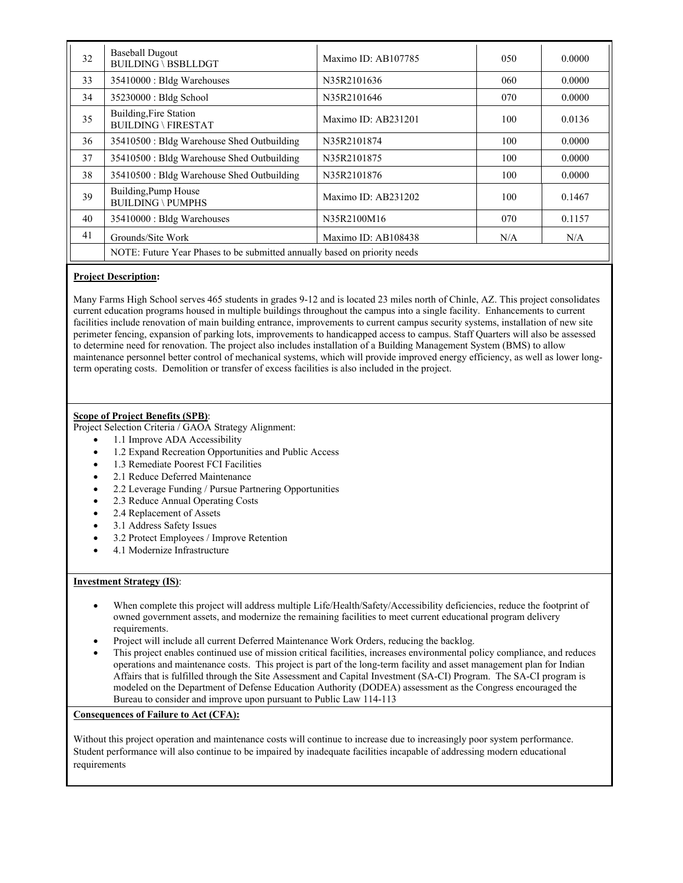| | | | | |
|---|---|---|---|---|
| 32 | Baseball Dugout BUILDING \ BSBLLDGT | Maximo ID: AB107785 | 050 | 0.0000 |
| 33 | 35410000 : Bldg Warehouses | N35R2101636 | 060 | 0.0000 |
| 34 | 35230000 : Bldg School | N35R2101646 | 070 | 0.0000 |
| 35 | Building,Fire Station BUILDING \ FIRESTAT | Maximo ID: AB231201 | 100 | 0.0136 |
| 36 | 35410500 : Bldg Warehouse Shed Outbuilding | N35R2101874 | 100 | 0.0000 |
| 37 | 35410500 : Bldg Warehouse Shed Outbuilding | N35R2101875 | 100 | 0.0000 |
| 38 | 35410500 : Bldg Warehouse Shed Outbuilding | N35R2101876 | 100 | 0.0000 |
| 39 | Building,Pump House BUILDING \ PUMPHS | Maximo ID: AB231202 | 100 | 0.1467 |
| 40 | 35410000 : Bldg Warehouses | N35R2100M16 | 070 | 0.1157 |
| 41 | Grounds/Site Work | Maximo ID: AB108438 | N/A | N/A |
| | NOTE: Future Year Phases to be submitted annually based on priority needs | | | |

**Project Description:**

Many Farms High School serves 465 students in grades 9-12 and is located 23 miles north of Chinle, AZ. This project consolidates current education programs housed in multiple buildings throughout the campus into a single facility. Enhancements to current facilities include renovation of main building entrance, improvements to current campus security systems, installation of new site perimeter fencing, expansion of parking lots, improvements to handicapped access to campus. Staff Quarters will also be assessed to determine need for renovation. The project also includes installation of a Building Management System (BMS) to allow maintenance personnel better control of mechanical systems, which will provide improved energy efficiency, as well as lower long-term operating costs. Demolition or transfer of excess facilities is also included in the project.

**Scope of Project Benefits (SPB)**:

Project Selection Criteria / GAOA Strategy Alignment:

- 1.1 Improve ADA Accessibility
- 1.2 Expand Recreation Opportunities and Public Access
- 1.3 Remediate Poorest FCI Facilities
- 2.1 Reduce Deferred Maintenance
- 2.2 Leverage Funding / Pursue Partnering Opportunities
- 2.3 Reduce Annual Operating Costs
- 2.4 Replacement of Assets
- 3.1 Address Safety Issues
- 3.2 Protect Employees / Improve Retention
- 4.1 Modernize Infrastructure

**Investment Strategy (IS)**:

- When complete this project will address multiple Life/Health/Safety/Accessibility deficiencies, reduce the footprint of owned government assets, and modernize the remaining facilities to meet current educational program delivery requirements.
- Project will include all current Deferred Maintenance Work Orders, reducing the backlog.
- This project enables continued use of mission critical facilities, increases environmental policy compliance, and reduces operations and maintenance costs. This project is part of the long-term facility and asset management plan for Indian Affairs that is fulfilled through the Site Assessment and Capital Investment (SA-CI) Program. The SA-CI program is modeled on the Department of Defense Education Authority (DODEA) assessment as the Congress encouraged the Bureau to consider and improve upon pursuant to Public Law 114-113

**Consequences of Failure to Act (CFA):**

Without this project operation and maintenance costs will continue to increase due to increasingly poor system performance. Student performance will also continue to be impaired by inadequate facilities incapable of addressing modern educational requirements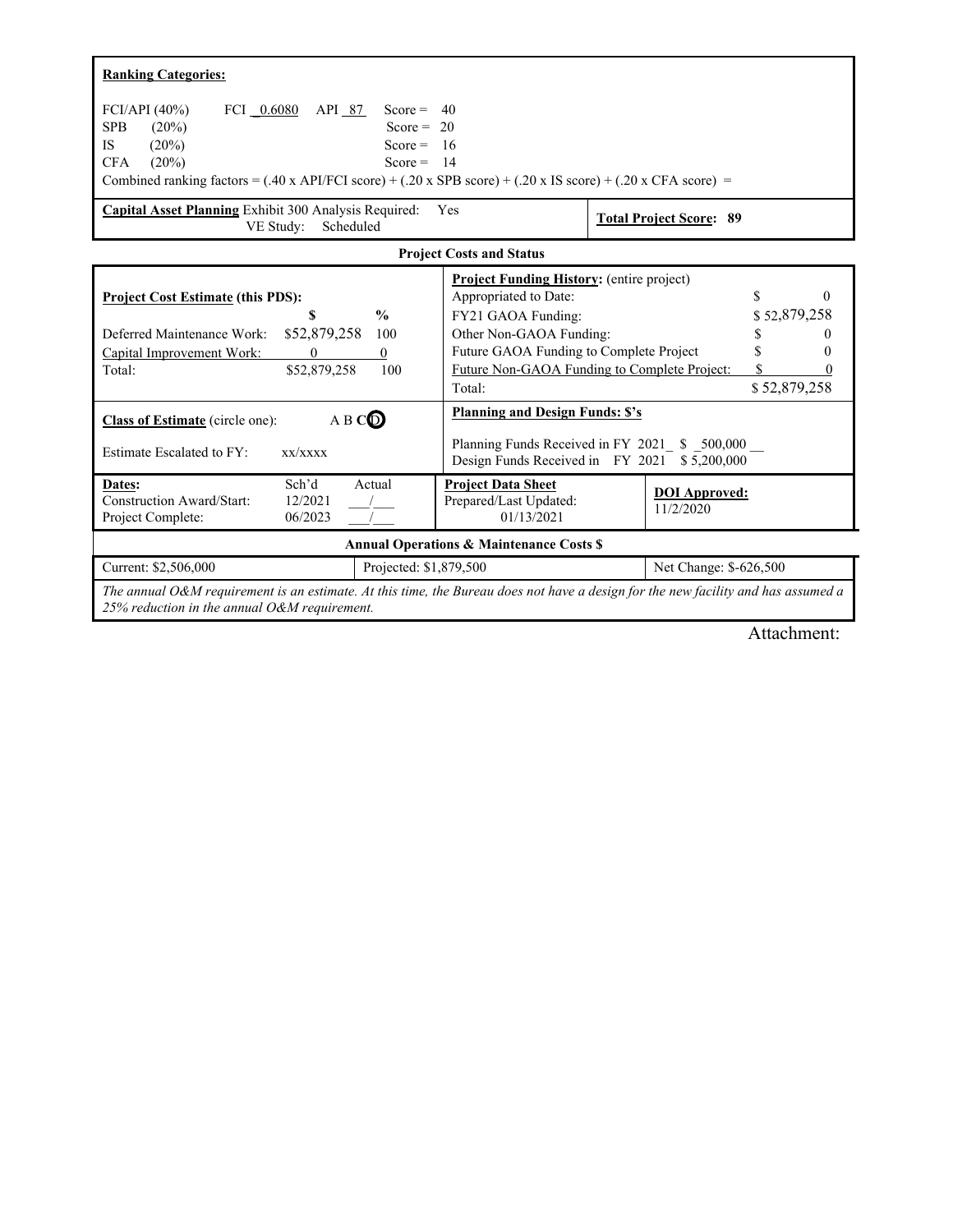**Ranking Categories:**

FCI/API (40%) FCI _0.6080 API _87 Score = 40
SPB (20%) Score = 20
IS (20%) Score = 16
CFA (20%) Score = 14
Combined ranking factors = (.40 x API/FCI score) + (.20 x SPB score) + (.20 x IS score) + (.20 x CFA score) =

**Capital Asset Planning** Exhibit 300 Analysis Required: Yes
VE Study: Scheduled

**Total Project Score: 89**

**Project Costs and Status**

**Project Cost Estimate (this PDS):**

| | $ | % |
|---|---|---|
| Deferred Maintenance Work: | $52,879,258 | 100 |
| Capital Improvement Work: | 0 | 0 |
| Total: | $52,879,258 | 100 |

**Project Funding History:** (entire project)

| | |
|---|---|
| Appropriated to Date: | $ 0 |
| FY21 GAOA Funding: | $ 52,879,258 |
| Other Non-GAOA Funding: | $ 0 |
| Future GAOA Funding to Complete Project | $ 0 |
| Future Non-GAOA Funding to Complete Project: | $ 0 |
| Total: | $ 52,879,258 |

**Class of Estimate** (circle one): A B C D (D circled)

Estimate Escalated to FY: xx/xxxx

**Planning and Design Funds: $'s**

Planning Funds Received in FY 2021 $ 500,000
Design Funds Received in FY 2021 $ 5,200,000

| **Dates:** | Sch'd | Actual |
|---|---|---|
| Construction Award/Start: | 12/2021 | ___/___ |
| Project Complete: | 06/2023 | ___/___ |

**Project Data Sheet**
Prepared/Last Updated:
01/13/2021

**DOI Approved:**
11/2/2020

**Annual Operations & Maintenance Costs $**

| Current: $2,506,000 | Projected: $1,879,500 | Net Change: $-626,500 |
|---|---|---|

*The annual O&M requirement is an estimate. At this time, the Bureau does not have a design for the new facility and has assumed a 25% reduction in the annual O&M requirement.*

Attachment: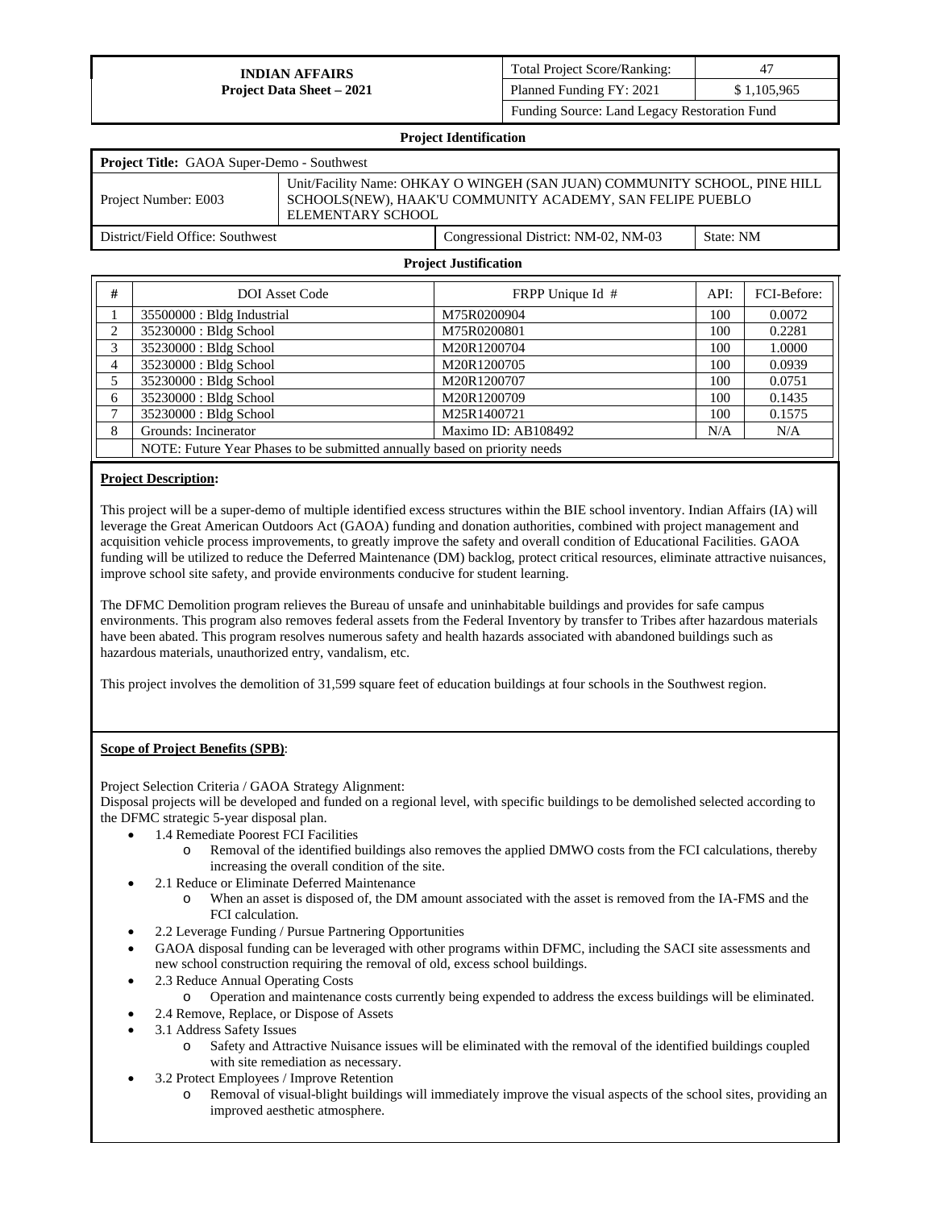| INDIAN AFFAIRS<br>Project Data Sheet – 2021 | Total Project Score/Ranking: | 47 |
|---|---|---|
| | Planned Funding FY: 2021 | $ 1,105,965 |
| | Funding Source: Land Legacy Restoration Fund | |

**Project Identification**

| Project Title: GAOA Super-Demo - Southwest | | |
|---|---|---|
| Project Number: E003 | Unit/Facility Name: OHKAY O WINGEH (SAN JUAN) COMMUNITY SCHOOL, PINE HILL SCHOOLS(NEW), HAAK'U COMMUNITY ACADEMY, SAN FELIPE PUEBLO ELEMENTARY SCHOOL | |
| District/Field Office: Southwest | Congressional District: NM-02, NM-03 | State: NM |

**Project Justification**

| # | DOI Asset Code | FRPP Unique Id # | API: | FCI-Before: |
|---|---|---|---|---|
| 1 | 35500000 : Bldg Industrial | M75R0200904 | 100 | 0.0072 |
| 2 | 35230000 : Bldg School | M75R0200801 | 100 | 0.2281 |
| 3 | 35230000 : Bldg School | M20R1200704 | 100 | 1.0000 |
| 4 | 35230000 : Bldg School | M20R1200705 | 100 | 0.0939 |
| 5 | 35230000 : Bldg School | M20R1200707 | 100 | 0.0751 |
| 6 | 35230000 : Bldg School | M20R1200709 | 100 | 0.1435 |
| 7 | 35230000 : Bldg School | M25R1400721 | 100 | 0.1575 |
| 8 | Grounds: Incinerator | Maximo ID: AB108492 | N/A | N/A |
| | NOTE: Future Year Phases to be submitted annually based on priority needs | | | |

**Project Description:**

This project will be a super-demo of multiple identified excess structures within the BIE school inventory. Indian Affairs (IA) will leverage the Great American Outdoors Act (GAOA) funding and donation authorities, combined with project management and acquisition vehicle process improvements, to greatly improve the safety and overall condition of Educational Facilities. GAOA funding will be utilized to reduce the Deferred Maintenance (DM) backlog, protect critical resources, eliminate attractive nuisances, improve school site safety, and provide environments conducive for student learning.

The DFMC Demolition program relieves the Bureau of unsafe and uninhabitable buildings and provides for safe campus environments. This program also removes federal assets from the Federal Inventory by transfer to Tribes after hazardous materials have been abated. This program resolves numerous safety and health hazards associated with abandoned buildings such as hazardous materials, unauthorized entry, vandalism, etc.

This project involves the demolition of 31,599 square feet of education buildings at four schools in the Southwest region.

**Scope of Project Benefits (SPB)**:

Project Selection Criteria / GAOA Strategy Alignment:
Disposal projects will be developed and funded on a regional level, with specific buildings to be demolished selected according to the DFMC strategic 5-year disposal plan.

- 1.4 Remediate Poorest FCI Facilities
  - Removal of the identified buildings also removes the applied DMWO costs from the FCI calculations, thereby increasing the overall condition of the site.
- 2.1 Reduce or Eliminate Deferred Maintenance
  - When an asset is disposed of, the DM amount associated with the asset is removed from the IA-FMS and the FCI calculation.
- 2.2 Leverage Funding / Pursue Partnering Opportunities
- GAOA disposal funding can be leveraged with other programs within DFMC, including the SACI site assessments and new school construction requiring the removal of old, excess school buildings.
- 2.3 Reduce Annual Operating Costs
  - Operation and maintenance costs currently being expended to address the excess buildings will be eliminated.
- 2.4 Remove, Replace, or Dispose of Assets
- 3.1 Address Safety Issues
  - Safety and Attractive Nuisance issues will be eliminated with the removal of the identified buildings coupled with site remediation as necessary.
- 3.2 Protect Employees / Improve Retention
  - Removal of visual-blight buildings will immediately improve the visual aspects of the school sites, providing an improved aesthetic atmosphere.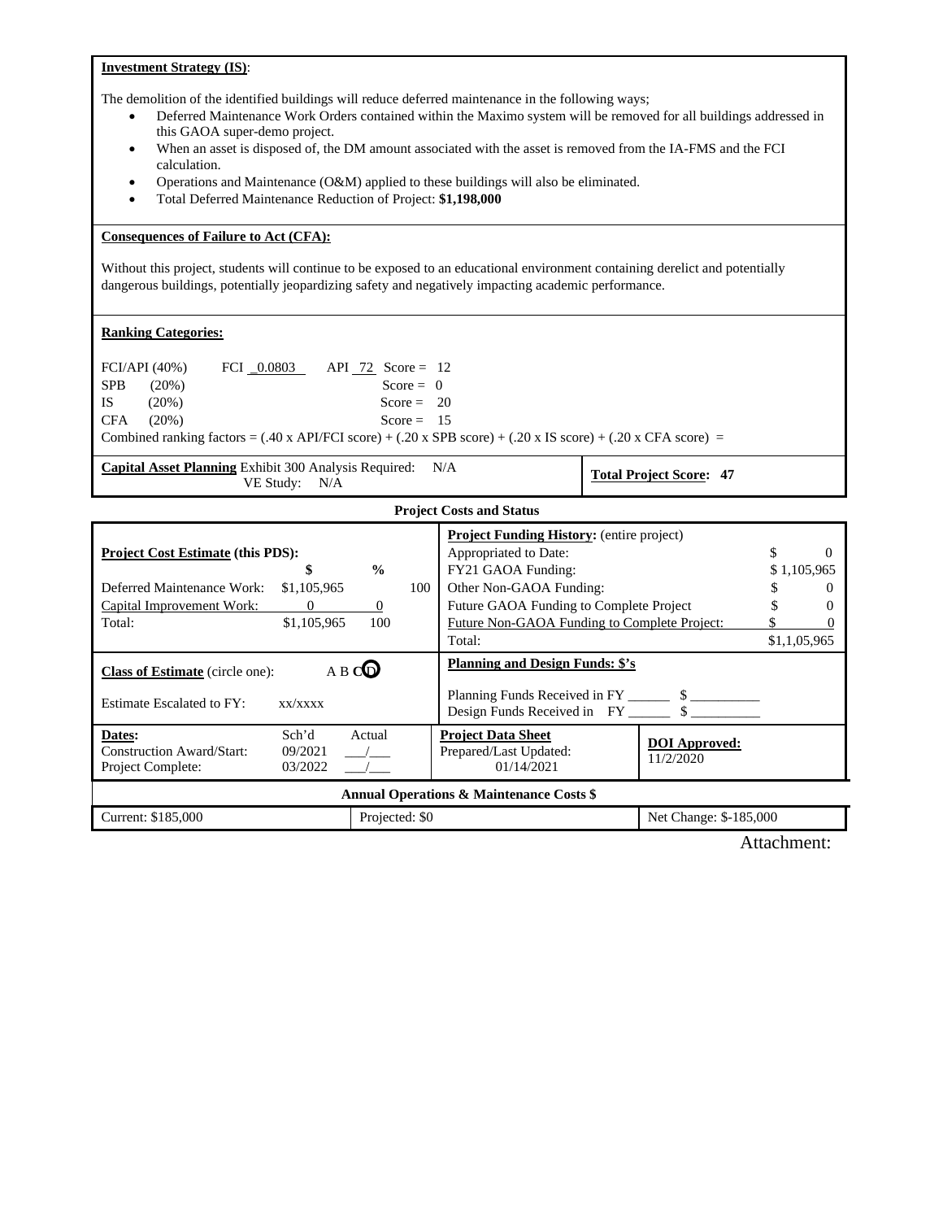**Investment Strategy (IS)**:

The demolition of the identified buildings will reduce deferred maintenance in the following ways;

- Deferred Maintenance Work Orders contained within the Maximo system will be removed for all buildings addressed in this GAOA super-demo project.
- When an asset is disposed of, the DM amount associated with the asset is removed from the IA-FMS and the FCI calculation.
- Operations and Maintenance (O&M) applied to these buildings will also be eliminated.
- Total Deferred Maintenance Reduction of Project: **$1,198,000**

**Consequences of Failure to Act (CFA):**

Without this project, students will continue to be exposed to an educational environment containing derelict and potentially dangerous buildings, potentially jeopardizing safety and negatively impacting academic performance.

**Ranking Categories:**

| | | | |
|---|---|---|---|
| FCI/API (40%) | FCI 0.0803 | API 72 | Score = 12 |
| SPB (20%) | | | Score = 0 |
| IS (20%) | | | Score = 20 |
| CFA (20%) | | | Score = 15 |

Combined ranking factors = (.40 x API/FCI score) + (.20 x SPB score) + (.20 x IS score) + (.20 x CFA score) =

**Capital Asset Planning** Exhibit 300 Analysis Required: N/A
VE Study: N/A

**Total Project Score: 47**

**Project Costs and Status**

**Project Cost Estimate (this PDS):**

| | $ | % |
|---|---|---|
| Deferred Maintenance Work: | $1,105,965 | 100 |
| Capital Improvement Work: | 0 | 0 |
| Total: | $1,105,965 | 100 |

**Project Funding History:** (entire project)

| | |
|---|---|
| Appropriated to Date: | $ 0 |
| FY21 GAOA Funding: | $ 1,105,965 |
| Other Non-GAOA Funding: | $ 0 |
| Future GAOA Funding to Complete Project | $ 0 |
| Future Non-GAOA Funding to Complete Project: | $ 0 |
| Total: | $1,1,05,965 |

**Class of Estimate** (circle one): A B C D (D circled)

Estimate Escalated to FY: xx/xxxx

**Planning and Design Funds: $'s**

Planning Funds Received in FY ______ $ __________
Design Funds Received in FY ______ $ __________

| **Dates:** | Sch'd | Actual |
|---|---|---|
| Construction Award/Start: | 09/2021 | ___/___ |
| Project Complete: | 03/2022 | ___/___ |

**Project Data Sheet**
Prepared/Last Updated: 01/14/2021

**DOI Approved:** 11/2/2020

**Annual Operations & Maintenance Costs $**

| Current: $185,000 | Projected: $0 | Net Change: $-185,000 |
|---|---|---|

Attachment: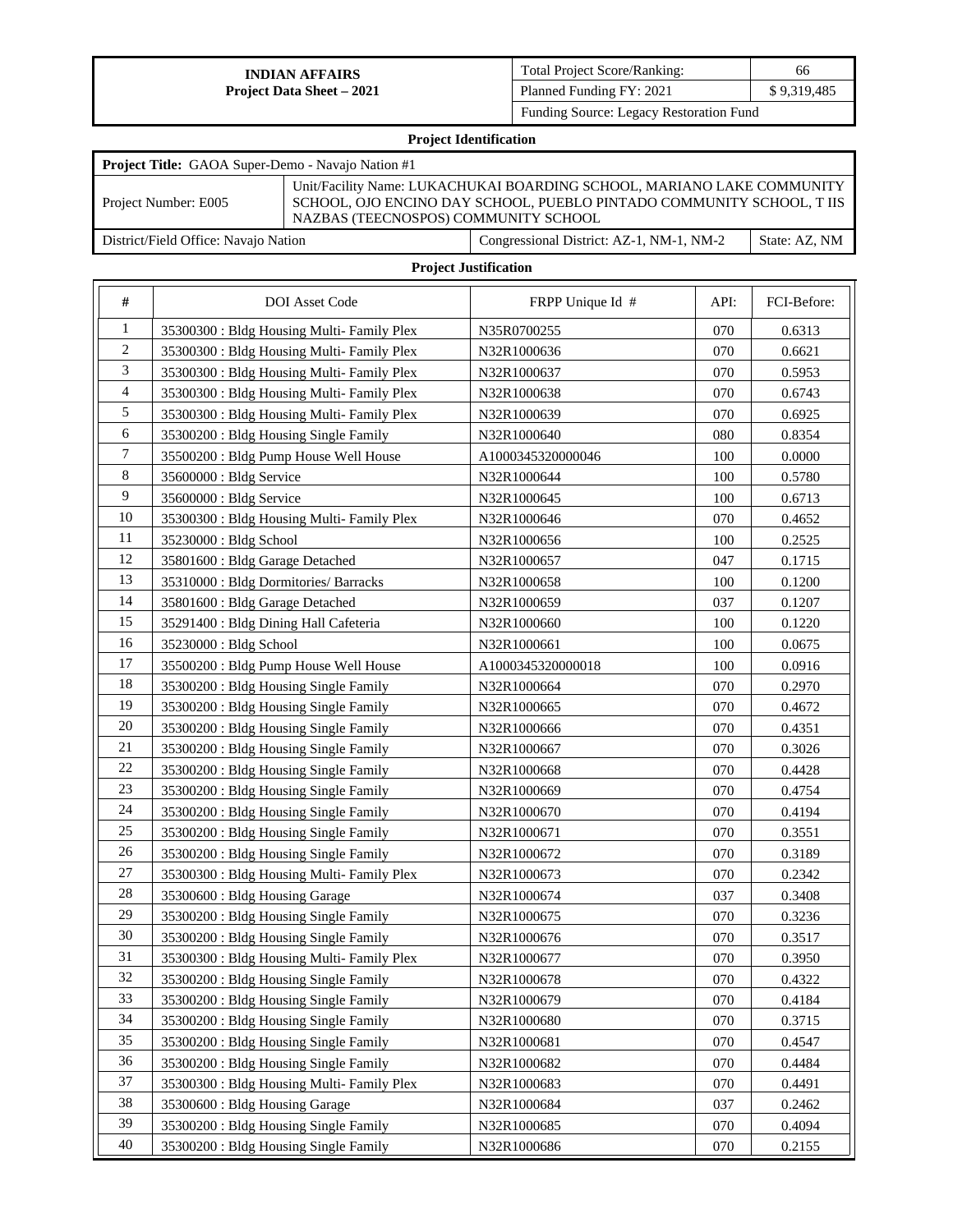| INDIAN AFFAIRS<br>Project Data Sheet – 2021 | Total Project Score/Ranking: | 66 |
|---|---|---|
| | Planned Funding FY: 2021 | $ 9,319,485 |
| | Funding Source: Legacy Restoration Fund | |

**Project Identification**

| **Project Title:** GAOA Super-Demo - Navajo Nation #1 | | |
|---|---|---|
| Project Number: E005 | Unit/Facility Name: LUKACHUKAI BOARDING SCHOOL, MARIANO LAKE COMMUNITY SCHOOL, OJO ENCINO DAY SCHOOL, PUEBLO PINTADO COMMUNITY SCHOOL, T IIS NAZBAS (TEECNOSPOS) COMMUNITY SCHOOL | |
| District/Field Office: Navajo Nation | Congressional District: AZ-1, NM-1, NM-2 | State: AZ, NM |

**Project Justification**

| # | DOI Asset Code | FRPP Unique Id # | API: | FCI-Before: |
|---|---|---|---|---|
| 1 | 35300300 : Bldg Housing Multi- Family Plex | N35R0700255 | 070 | 0.6313 |
| 2 | 35300300 : Bldg Housing Multi- Family Plex | N32R1000636 | 070 | 0.6621 |
| 3 | 35300300 : Bldg Housing Multi- Family Plex | N32R1000637 | 070 | 0.5953 |
| 4 | 35300300 : Bldg Housing Multi- Family Plex | N32R1000638 | 070 | 0.6743 |
| 5 | 35300300 : Bldg Housing Multi- Family Plex | N32R1000639 | 070 | 0.6925 |
| 6 | 35300200 : Bldg Housing Single Family | N32R1000640 | 080 | 0.8354 |
| 7 | 35500200 : Bldg Pump House Well House | A1000345320000046 | 100 | 0.0000 |
| 8 | 35600000 : Bldg Service | N32R1000644 | 100 | 0.5780 |
| 9 | 35600000 : Bldg Service | N32R1000645 | 100 | 0.6713 |
| 10 | 35300300 : Bldg Housing Multi- Family Plex | N32R1000646 | 070 | 0.4652 |
| 11 | 35230000 : Bldg School | N32R1000656 | 100 | 0.2525 |
| 12 | 35801600 : Bldg Garage Detached | N32R1000657 | 047 | 0.1715 |
| 13 | 35310000 : Bldg Dormitories/ Barracks | N32R1000658 | 100 | 0.1200 |
| 14 | 35801600 : Bldg Garage Detached | N32R1000659 | 037 | 0.1207 |
| 15 | 35291400 : Bldg Dining Hall Cafeteria | N32R1000660 | 100 | 0.1220 |
| 16 | 35230000 : Bldg School | N32R1000661 | 100 | 0.0675 |
| 17 | 35500200 : Bldg Pump House Well House | A1000345320000018 | 100 | 0.0916 |
| 18 | 35300200 : Bldg Housing Single Family | N32R1000664 | 070 | 0.2970 |
| 19 | 35300200 : Bldg Housing Single Family | N32R1000665 | 070 | 0.4672 |
| 20 | 35300200 : Bldg Housing Single Family | N32R1000666 | 070 | 0.4351 |
| 21 | 35300200 : Bldg Housing Single Family | N32R1000667 | 070 | 0.3026 |
| 22 | 35300200 : Bldg Housing Single Family | N32R1000668 | 070 | 0.4428 |
| 23 | 35300200 : Bldg Housing Single Family | N32R1000669 | 070 | 0.4754 |
| 24 | 35300200 : Bldg Housing Single Family | N32R1000670 | 070 | 0.4194 |
| 25 | 35300200 : Bldg Housing Single Family | N32R1000671 | 070 | 0.3551 |
| 26 | 35300200 : Bldg Housing Single Family | N32R1000672 | 070 | 0.3189 |
| 27 | 35300300 : Bldg Housing Multi- Family Plex | N32R1000673 | 070 | 0.2342 |
| 28 | 35300600 : Bldg Housing Garage | N32R1000674 | 037 | 0.3408 |
| 29 | 35300200 : Bldg Housing Single Family | N32R1000675 | 070 | 0.3236 |
| 30 | 35300200 : Bldg Housing Single Family | N32R1000676 | 070 | 0.3517 |
| 31 | 35300300 : Bldg Housing Multi- Family Plex | N32R1000677 | 070 | 0.3950 |
| 32 | 35300200 : Bldg Housing Single Family | N32R1000678 | 070 | 0.4322 |
| 33 | 35300200 : Bldg Housing Single Family | N32R1000679 | 070 | 0.4184 |
| 34 | 35300200 : Bldg Housing Single Family | N32R1000680 | 070 | 0.3715 |
| 35 | 35300200 : Bldg Housing Single Family | N32R1000681 | 070 | 0.4547 |
| 36 | 35300200 : Bldg Housing Single Family | N32R1000682 | 070 | 0.4484 |
| 37 | 35300300 : Bldg Housing Multi- Family Plex | N32R1000683 | 070 | 0.4491 |
| 38 | 35300600 : Bldg Housing Garage | N32R1000684 | 037 | 0.2462 |
| 39 | 35300200 : Bldg Housing Single Family | N32R1000685 | 070 | 0.4094 |
| 40 | 35300200 : Bldg Housing Single Family | N32R1000686 | 070 | 0.2155 |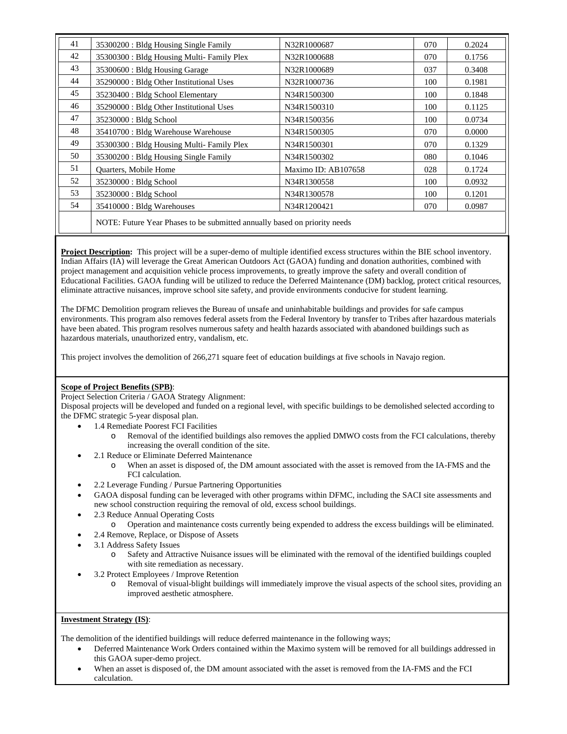| 41 | 35300200 : Bldg Housing Single Family | N32R1000687 | 070 | 0.2024 |
|---|---|---|---|---|
| 42 | 35300300 : Bldg Housing Multi- Family Plex | N32R1000688 | 070 | 0.1756 |
| 43 | 35300600 : Bldg Housing Garage | N32R1000689 | 037 | 0.3408 |
| 44 | 35290000 : Bldg Other Institutional Uses | N32R1000736 | 100 | 0.1981 |
| 45 | 35230400 : Bldg School Elementary | N34R1500300 | 100 | 0.1848 |
| 46 | 35290000 : Bldg Other Institutional Uses | N34R1500310 | 100 | 0.1125 |
| 47 | 35230000 : Bldg School | N34R1500356 | 100 | 0.0734 |
| 48 | 35410700 : Bldg Warehouse Warehouse | N34R1500305 | 070 | 0.0000 |
| 49 | 35300300 : Bldg Housing Multi- Family Plex | N34R1500301 | 070 | 0.1329 |
| 50 | 35300200 : Bldg Housing Single Family | N34R1500302 | 080 | 0.1046 |
| 51 | Quarters, Mobile Home | Maximo ID: AB107658 | 028 | 0.1724 |
| 52 | 35230000 : Bldg School | N34R1300558 | 100 | 0.0932 |
| 53 | 35230000 : Bldg School | N34R1300578 | 100 | 0.1201 |
| 54 | 35410000 : Bldg Warehouses | N34R1200421 | 070 | 0.0987 |
| | NOTE: Future Year Phases to be submitted annually based on priority needs | | | |

**Project Description:** This project will be a super-demo of multiple identified excess structures within the BIE school inventory. Indian Affairs (IA) will leverage the Great American Outdoors Act (GAOA) funding and donation authorities, combined with project management and acquisition vehicle process improvements, to greatly improve the safety and overall condition of Educational Facilities. GAOA funding will be utilized to reduce the Deferred Maintenance (DM) backlog, protect critical resources, eliminate attractive nuisances, improve school site safety, and provide environments conducive for student learning.

The DFMC Demolition program relieves the Bureau of unsafe and uninhabitable buildings and provides for safe campus environments. This program also removes federal assets from the Federal Inventory by transfer to Tribes after hazardous materials have been abated. This program resolves numerous safety and health hazards associated with abandoned buildings such as hazardous materials, unauthorized entry, vandalism, etc.

This project involves the demolition of 266,271 square feet of education buildings at five schools in Navajo region.

**Scope of Project Benefits (SPB)**:

Project Selection Criteria / GAOA Strategy Alignment:

Disposal projects will be developed and funded on a regional level, with specific buildings to be demolished selected according to the DFMC strategic 5-year disposal plan.

- 1.4 Remediate Poorest FCI Facilities
  - Removal of the identified buildings also removes the applied DMWO costs from the FCI calculations, thereby increasing the overall condition of the site.
- 2.1 Reduce or Eliminate Deferred Maintenance
  - When an asset is disposed of, the DM amount associated with the asset is removed from the IA-FMS and the FCI calculation.
- 2.2 Leverage Funding / Pursue Partnering Opportunities
- GAOA disposal funding can be leveraged with other programs within DFMC, including the SACI site assessments and new school construction requiring the removal of old, excess school buildings.
- 2.3 Reduce Annual Operating Costs
  - Operation and maintenance costs currently being expended to address the excess buildings will be eliminated.
- 2.4 Remove, Replace, or Dispose of Assets
- 3.1 Address Safety Issues
  - Safety and Attractive Nuisance issues will be eliminated with the removal of the identified buildings coupled with site remediation as necessary.
- 3.2 Protect Employees / Improve Retention
  - Removal of visual-blight buildings will immediately improve the visual aspects of the school sites, providing an improved aesthetic atmosphere.

**Investment Strategy (IS)**:

The demolition of the identified buildings will reduce deferred maintenance in the following ways;

- Deferred Maintenance Work Orders contained within the Maximo system will be removed for all buildings addressed in this GAOA super-demo project.
- When an asset is disposed of, the DM amount associated with the asset is removed from the IA-FMS and the FCI calculation.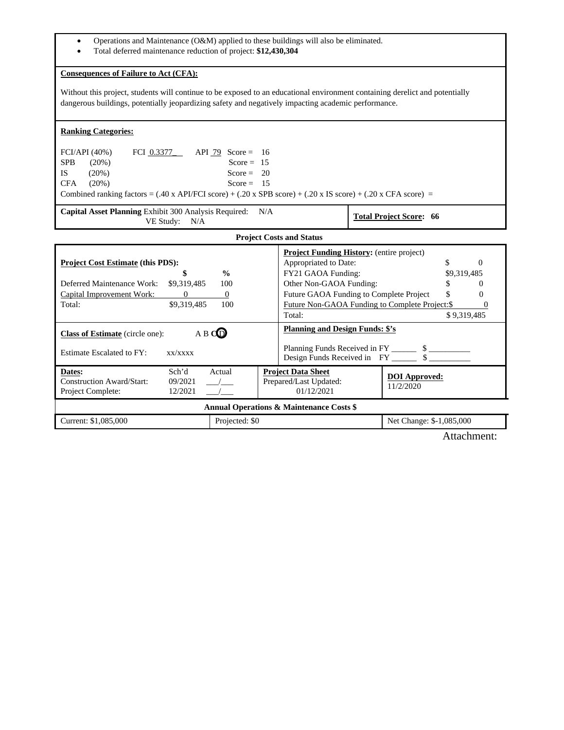- Operations and Maintenance (O&M) applied to these buildings will also be eliminated.
- Total deferred maintenance reduction of project: **$12,430,304**

**Consequences of Failure to Act (CFA):**

Without this project, students will continue to be exposed to an educational environment containing derelict and potentially dangerous buildings, potentially jeopardizing safety and negatively impacting academic performance.

**Ranking Categories:**

| | | | |
|---|---|---|---|
| FCI/API (40%) | FCI 0.3377 | API 79 | Score = 16 |
| SPB (20%) | | | Score = 15 |
| IS (20%) | | | Score = 20 |
| CFA (20%) | | | Score = 15 |

Combined ranking factors = (.40 x API/FCI score) + (.20 x SPB score) + (.20 x IS score) + (.20 x CFA score) =

**Capital Asset Planning** Exhibit 300 Analysis Required: N/A
VE Study: N/A

**Total Project Score: 66**

**Project Costs and Status**

**Project Cost Estimate (this PDS):**

| | $ | % |
|---|---|---|
| Deferred Maintenance Work: | $9,319,485 | 100 |
| Capital Improvement Work: | 0 | 0 |
| Total: | $9,319,485 | 100 |

**Project Funding History:** (entire project)

| | |
|---|---|
| Appropriated to Date: | $ 0 |
| FY21 GAOA Funding: | $9,319,485 |
| Other Non-GAOA Funding: | $ 0 |
| Future GAOA Funding to Complete Project | $ 0 |
| Future Non-GAOA Funding to Complete Project: | $ 0 |
| Total: | $ 9,319,485 |

**Class of Estimate** (circle one): A B C D (D circled)

Estimate Escalated to FY: xx/xxxx

**Planning and Design Funds: $'s**

Planning Funds Received in FY ______ $ __________
Design Funds Received in FY ______ $ __________

| **Dates:** | Sch'd | Actual |
|---|---|---|
| Construction Award/Start: | 09/2021 | ___/___ |
| Project Complete: | 12/2021 | ___/___ |

**Project Data Sheet**
Prepared/Last Updated: 01/12/2021

**DOI Approved:**
11/2/2020

**Annual Operations & Maintenance Costs $**

| Current: $1,085,000 | Projected: $0 | Net Change: $-1,085,000 |
|---|---|---|

Attachment: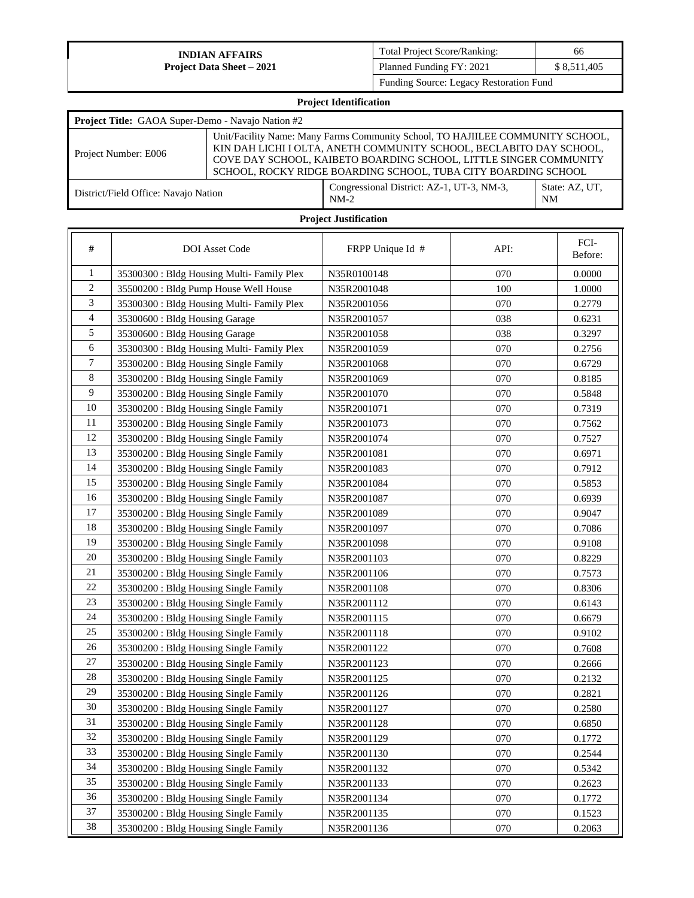| INDIAN AFFAIRS<br>**Project Data Sheet – 2021** | Total Project Score/Ranking: | 66 |
|---|---|---|
| | Planned Funding FY: 2021 | $ 8,511,405 |
| | Funding Source: Legacy Restoration Fund | |

**Project Identification**

| **Project Title:** GAOA Super-Demo - Navajo Nation #2 | | |
|---|---|---|
| Project Number: E006 | Unit/Facility Name: Many Farms Community School, TO HAJIILEE COMMUNITY SCHOOL, KIN DAH LICHI I OLTA, ANETH COMMUNITY SCHOOL, BECLABITO DAY SCHOOL, COVE DAY SCHOOL, KAIBETO BOARDING SCHOOL, LITTLE SINGER COMMUNITY SCHOOL, ROCKY RIDGE BOARDING SCHOOL, TUBA CITY BOARDING SCHOOL | |
| District/Field Office: Navajo Nation | Congressional District: AZ-1, UT-3, NM-3, NM-2 | State: AZ, UT, NM |

**Project Justification**

| # | DOI Asset Code | FRPP Unique Id # | API: | FCI-Before: |
|---|---|---|---|---|
| 1 | 35300300 : Bldg Housing Multi- Family Plex | N35R0100148 | 070 | 0.0000 |
| 2 | 35500200 : Bldg Pump House Well House | N35R2001048 | 100 | 1.0000 |
| 3 | 35300300 : Bldg Housing Multi- Family Plex | N35R2001056 | 070 | 0.2779 |
| 4 | 35300600 : Bldg Housing Garage | N35R2001057 | 038 | 0.6231 |
| 5 | 35300600 : Bldg Housing Garage | N35R2001058 | 038 | 0.3297 |
| 6 | 35300300 : Bldg Housing Multi- Family Plex | N35R2001059 | 070 | 0.2756 |
| 7 | 35300200 : Bldg Housing Single Family | N35R2001068 | 070 | 0.6729 |
| 8 | 35300200 : Bldg Housing Single Family | N35R2001069 | 070 | 0.8185 |
| 9 | 35300200 : Bldg Housing Single Family | N35R2001070 | 070 | 0.5848 |
| 10 | 35300200 : Bldg Housing Single Family | N35R2001071 | 070 | 0.7319 |
| 11 | 35300200 : Bldg Housing Single Family | N35R2001073 | 070 | 0.7562 |
| 12 | 35300200 : Bldg Housing Single Family | N35R2001074 | 070 | 0.7527 |
| 13 | 35300200 : Bldg Housing Single Family | N35R2001081 | 070 | 0.6971 |
| 14 | 35300200 : Bldg Housing Single Family | N35R2001083 | 070 | 0.7912 |
| 15 | 35300200 : Bldg Housing Single Family | N35R2001084 | 070 | 0.5853 |
| 16 | 35300200 : Bldg Housing Single Family | N35R2001087 | 070 | 0.6939 |
| 17 | 35300200 : Bldg Housing Single Family | N35R2001089 | 070 | 0.9047 |
| 18 | 35300200 : Bldg Housing Single Family | N35R2001097 | 070 | 0.7086 |
| 19 | 35300200 : Bldg Housing Single Family | N35R2001098 | 070 | 0.9108 |
| 20 | 35300200 : Bldg Housing Single Family | N35R2001103 | 070 | 0.8229 |
| 21 | 35300200 : Bldg Housing Single Family | N35R2001106 | 070 | 0.7573 |
| 22 | 35300200 : Bldg Housing Single Family | N35R2001108 | 070 | 0.8306 |
| 23 | 35300200 : Bldg Housing Single Family | N35R2001112 | 070 | 0.6143 |
| 24 | 35300200 : Bldg Housing Single Family | N35R2001115 | 070 | 0.6679 |
| 25 | 35300200 : Bldg Housing Single Family | N35R2001118 | 070 | 0.9102 |
| 26 | 35300200 : Bldg Housing Single Family | N35R2001122 | 070 | 0.7608 |
| 27 | 35300200 : Bldg Housing Single Family | N35R2001123 | 070 | 0.2666 |
| 28 | 35300200 : Bldg Housing Single Family | N35R2001125 | 070 | 0.2132 |
| 29 | 35300200 : Bldg Housing Single Family | N35R2001126 | 070 | 0.2821 |
| 30 | 35300200 : Bldg Housing Single Family | N35R2001127 | 070 | 0.2580 |
| 31 | 35300200 : Bldg Housing Single Family | N35R2001128 | 070 | 0.6850 |
| 32 | 35300200 : Bldg Housing Single Family | N35R2001129 | 070 | 0.1772 |
| 33 | 35300200 : Bldg Housing Single Family | N35R2001130 | 070 | 0.2544 |
| 34 | 35300200 : Bldg Housing Single Family | N35R2001132 | 070 | 0.5342 |
| 35 | 35300200 : Bldg Housing Single Family | N35R2001133 | 070 | 0.2623 |
| 36 | 35300200 : Bldg Housing Single Family | N35R2001134 | 070 | 0.1772 |
| 37 | 35300200 : Bldg Housing Single Family | N35R2001135 | 070 | 0.1523 |
| 38 | 35300200 : Bldg Housing Single Family | N35R2001136 | 070 | 0.2063 |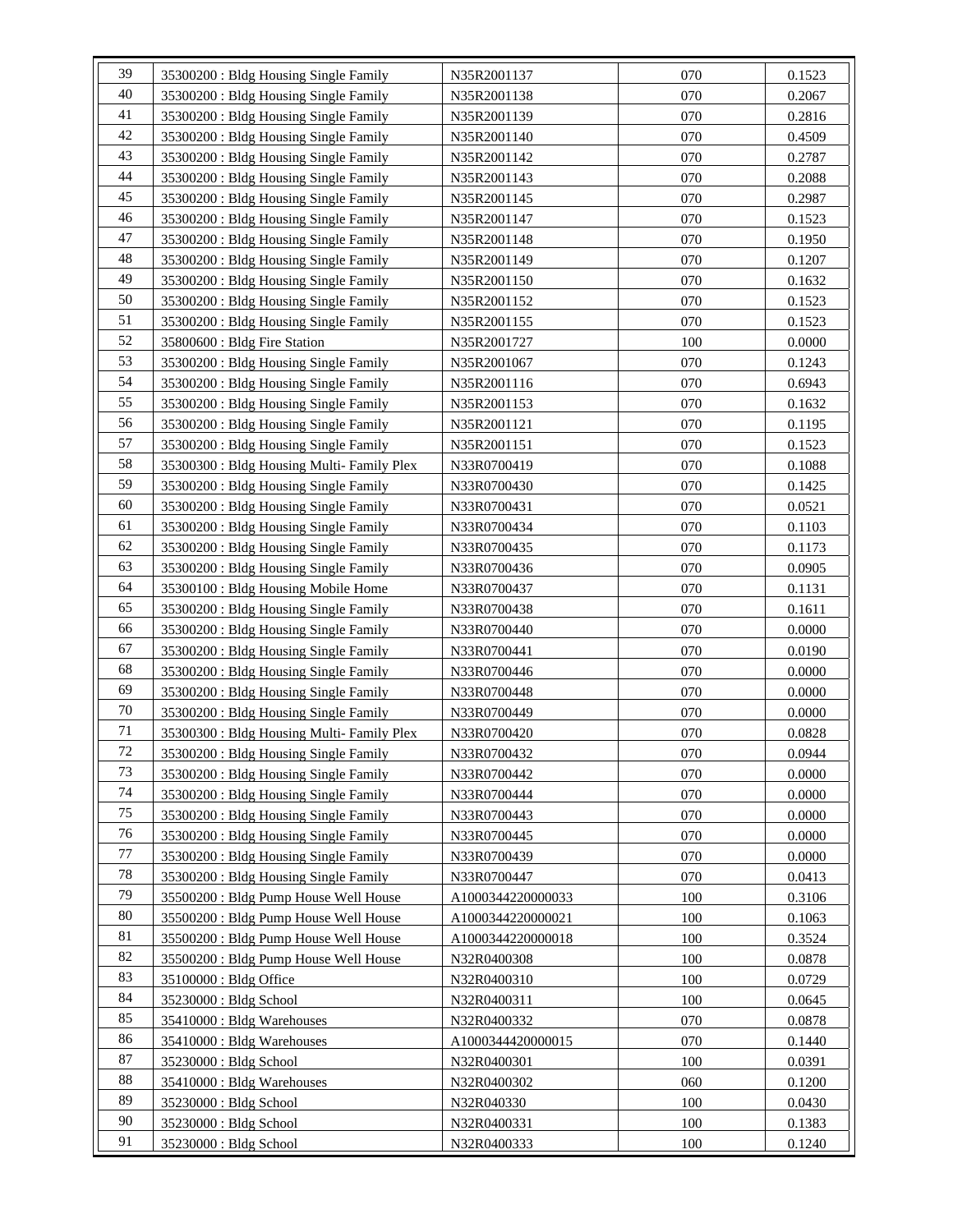| | | | | |
|---|---|---|---|---|
| 39 | 35300200 : Bldg Housing Single Family | N35R2001137 | 070 | 0.1523 |
| 40 | 35300200 : Bldg Housing Single Family | N35R2001138 | 070 | 0.2067 |
| 41 | 35300200 : Bldg Housing Single Family | N35R2001139 | 070 | 0.2816 |
| 42 | 35300200 : Bldg Housing Single Family | N35R2001140 | 070 | 0.4509 |
| 43 | 35300200 : Bldg Housing Single Family | N35R2001142 | 070 | 0.2787 |
| 44 | 35300200 : Bldg Housing Single Family | N35R2001143 | 070 | 0.2088 |
| 45 | 35300200 : Bldg Housing Single Family | N35R2001145 | 070 | 0.2987 |
| 46 | 35300200 : Bldg Housing Single Family | N35R2001147 | 070 | 0.1523 |
| 47 | 35300200 : Bldg Housing Single Family | N35R2001148 | 070 | 0.1950 |
| 48 | 35300200 : Bldg Housing Single Family | N35R2001149 | 070 | 0.1207 |
| 49 | 35300200 : Bldg Housing Single Family | N35R2001150 | 070 | 0.1632 |
| 50 | 35300200 : Bldg Housing Single Family | N35R2001152 | 070 | 0.1523 |
| 51 | 35300200 : Bldg Housing Single Family | N35R2001155 | 070 | 0.1523 |
| 52 | 35800600 : Bldg Fire Station | N35R2001727 | 100 | 0.0000 |
| 53 | 35300200 : Bldg Housing Single Family | N35R2001067 | 070 | 0.1243 |
| 54 | 35300200 : Bldg Housing Single Family | N35R2001116 | 070 | 0.6943 |
| 55 | 35300200 : Bldg Housing Single Family | N35R2001153 | 070 | 0.1632 |
| 56 | 35300200 : Bldg Housing Single Family | N35R2001121 | 070 | 0.1195 |
| 57 | 35300200 : Bldg Housing Single Family | N35R2001151 | 070 | 0.1523 |
| 58 | 35300300 : Bldg Housing Multi- Family Plex | N33R0700419 | 070 | 0.1088 |
| 59 | 35300200 : Bldg Housing Single Family | N33R0700430 | 070 | 0.1425 |
| 60 | 35300200 : Bldg Housing Single Family | N33R0700431 | 070 | 0.0521 |
| 61 | 35300200 : Bldg Housing Single Family | N33R0700434 | 070 | 0.1103 |
| 62 | 35300200 : Bldg Housing Single Family | N33R0700435 | 070 | 0.1173 |
| 63 | 35300200 : Bldg Housing Single Family | N33R0700436 | 070 | 0.0905 |
| 64 | 35300100 : Bldg Housing Mobile Home | N33R0700437 | 070 | 0.1131 |
| 65 | 35300200 : Bldg Housing Single Family | N33R0700438 | 070 | 0.1611 |
| 66 | 35300200 : Bldg Housing Single Family | N33R0700440 | 070 | 0.0000 |
| 67 | 35300200 : Bldg Housing Single Family | N33R0700441 | 070 | 0.0190 |
| 68 | 35300200 : Bldg Housing Single Family | N33R0700446 | 070 | 0.0000 |
| 69 | 35300200 : Bldg Housing Single Family | N33R0700448 | 070 | 0.0000 |
| 70 | 35300200 : Bldg Housing Single Family | N33R0700449 | 070 | 0.0000 |
| 71 | 35300300 : Bldg Housing Multi- Family Plex | N33R0700420 | 070 | 0.0828 |
| 72 | 35300200 : Bldg Housing Single Family | N33R0700432 | 070 | 0.0944 |
| 73 | 35300200 : Bldg Housing Single Family | N33R0700442 | 070 | 0.0000 |
| 74 | 35300200 : Bldg Housing Single Family | N33R0700444 | 070 | 0.0000 |
| 75 | 35300200 : Bldg Housing Single Family | N33R0700443 | 070 | 0.0000 |
| 76 | 35300200 : Bldg Housing Single Family | N33R0700445 | 070 | 0.0000 |
| 77 | 35300200 : Bldg Housing Single Family | N33R0700439 | 070 | 0.0000 |
| 78 | 35300200 : Bldg Housing Single Family | N33R0700447 | 070 | 0.0413 |
| 79 | 35500200 : Bldg Pump House Well House | A1000344220000033 | 100 | 0.3106 |
| 80 | 35500200 : Bldg Pump House Well House | A1000344220000021 | 100 | 0.1063 |
| 81 | 35500200 : Bldg Pump House Well House | A1000344220000018 | 100 | 0.3524 |
| 82 | 35500200 : Bldg Pump House Well House | N32R0400308 | 100 | 0.0878 |
| 83 | 35100000 : Bldg Office | N32R0400310 | 100 | 0.0729 |
| 84 | 35230000 : Bldg School | N32R0400311 | 100 | 0.0645 |
| 85 | 35410000 : Bldg Warehouses | N32R0400332 | 070 | 0.0878 |
| 86 | 35410000 : Bldg Warehouses | A1000344420000015 | 070 | 0.1440 |
| 87 | 35230000 : Bldg School | N32R0400301 | 100 | 0.0391 |
| 88 | 35410000 : Bldg Warehouses | N32R0400302 | 060 | 0.1200 |
| 89 | 35230000 : Bldg School | N32R040330 | 100 | 0.0430 |
| 90 | 35230000 : Bldg School | N32R0400331 | 100 | 0.1383 |
| 91 | 35230000 : Bldg School | N32R0400333 | 100 | 0.1240 |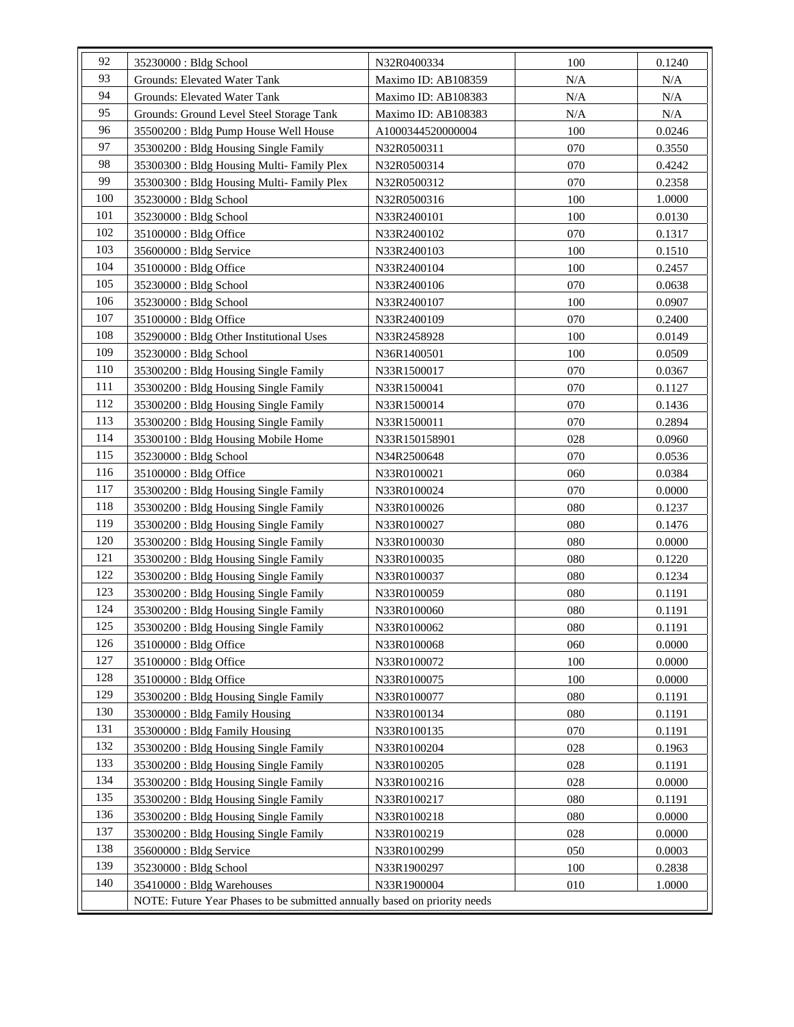| | | | | |
|---|---|---|---|---|
| 92 | 35230000 : Bldg School | N32R0400334 | 100 | 0.1240 |
| 93 | Grounds: Elevated Water Tank | Maximo ID: AB108359 | N/A | N/A |
| 94 | Grounds: Elevated Water Tank | Maximo ID: AB108383 | N/A | N/A |
| 95 | Grounds: Ground Level Steel Storage Tank | Maximo ID: AB108383 | N/A | N/A |
| 96 | 35500200 : Bldg Pump House Well House | A1000344520000004 | 100 | 0.0246 |
| 97 | 35300200 : Bldg Housing Single Family | N32R0500311 | 070 | 0.3550 |
| 98 | 35300300 : Bldg Housing Multi- Family Plex | N32R0500314 | 070 | 0.4242 |
| 99 | 35300300 : Bldg Housing Multi- Family Plex | N32R0500312 | 070 | 0.2358 |
| 100 | 35230000 : Bldg School | N32R0500316 | 100 | 1.0000 |
| 101 | 35230000 : Bldg School | N33R2400101 | 100 | 0.0130 |
| 102 | 35100000 : Bldg Office | N33R2400102 | 070 | 0.1317 |
| 103 | 35600000 : Bldg Service | N33R2400103 | 100 | 0.1510 |
| 104 | 35100000 : Bldg Office | N33R2400104 | 100 | 0.2457 |
| 105 | 35230000 : Bldg School | N33R2400106 | 070 | 0.0638 |
| 106 | 35230000 : Bldg School | N33R2400107 | 100 | 0.0907 |
| 107 | 35100000 : Bldg Office | N33R2400109 | 070 | 0.2400 |
| 108 | 35290000 : Bldg Other Institutional Uses | N33R2458928 | 100 | 0.0149 |
| 109 | 35230000 : Bldg School | N36R1400501 | 100 | 0.0509 |
| 110 | 35300200 : Bldg Housing Single Family | N33R1500017 | 070 | 0.0367 |
| 111 | 35300200 : Bldg Housing Single Family | N33R1500041 | 070 | 0.1127 |
| 112 | 35300200 : Bldg Housing Single Family | N33R1500014 | 070 | 0.1436 |
| 113 | 35300200 : Bldg Housing Single Family | N33R1500011 | 070 | 0.2894 |
| 114 | 35300100 : Bldg Housing Mobile Home | N33R150158901 | 028 | 0.0960 |
| 115 | 35230000 : Bldg School | N34R2500648 | 070 | 0.0536 |
| 116 | 35100000 : Bldg Office | N33R0100021 | 060 | 0.0384 |
| 117 | 35300200 : Bldg Housing Single Family | N33R0100024 | 070 | 0.0000 |
| 118 | 35300200 : Bldg Housing Single Family | N33R0100026 | 080 | 0.1237 |
| 119 | 35300200 : Bldg Housing Single Family | N33R0100027 | 080 | 0.1476 |
| 120 | 35300200 : Bldg Housing Single Family | N33R0100030 | 080 | 0.0000 |
| 121 | 35300200 : Bldg Housing Single Family | N33R0100035 | 080 | 0.1220 |
| 122 | 35300200 : Bldg Housing Single Family | N33R0100037 | 080 | 0.1234 |
| 123 | 35300200 : Bldg Housing Single Family | N33R0100059 | 080 | 0.1191 |
| 124 | 35300200 : Bldg Housing Single Family | N33R0100060 | 080 | 0.1191 |
| 125 | 35300200 : Bldg Housing Single Family | N33R0100062 | 080 | 0.1191 |
| 126 | 35100000 : Bldg Office | N33R0100068 | 060 | 0.0000 |
| 127 | 35100000 : Bldg Office | N33R0100072 | 100 | 0.0000 |
| 128 | 35100000 : Bldg Office | N33R0100075 | 100 | 0.0000 |
| 129 | 35300200 : Bldg Housing Single Family | N33R0100077 | 080 | 0.1191 |
| 130 | 35300000 : Bldg Family Housing | N33R0100134 | 080 | 0.1191 |
| 131 | 35300000 : Bldg Family Housing | N33R0100135 | 070 | 0.1191 |
| 132 | 35300200 : Bldg Housing Single Family | N33R0100204 | 028 | 0.1963 |
| 133 | 35300200 : Bldg Housing Single Family | N33R0100205 | 028 | 0.1191 |
| 134 | 35300200 : Bldg Housing Single Family | N33R0100216 | 028 | 0.0000 |
| 135 | 35300200 : Bldg Housing Single Family | N33R0100217 | 080 | 0.1191 |
| 136 | 35300200 : Bldg Housing Single Family | N33R0100218 | 080 | 0.0000 |
| 137 | 35300200 : Bldg Housing Single Family | N33R0100219 | 028 | 0.0000 |
| 138 | 35600000 : Bldg Service | N33R0100299 | 050 | 0.0003 |
| 139 | 35230000 : Bldg School | N33R1900297 | 100 | 0.2838 |
| 140 | 35410000 : Bldg Warehouses | N33R1900004 | 010 | 1.0000 |
| | NOTE: Future Year Phases to be submitted annually based on priority needs | | | |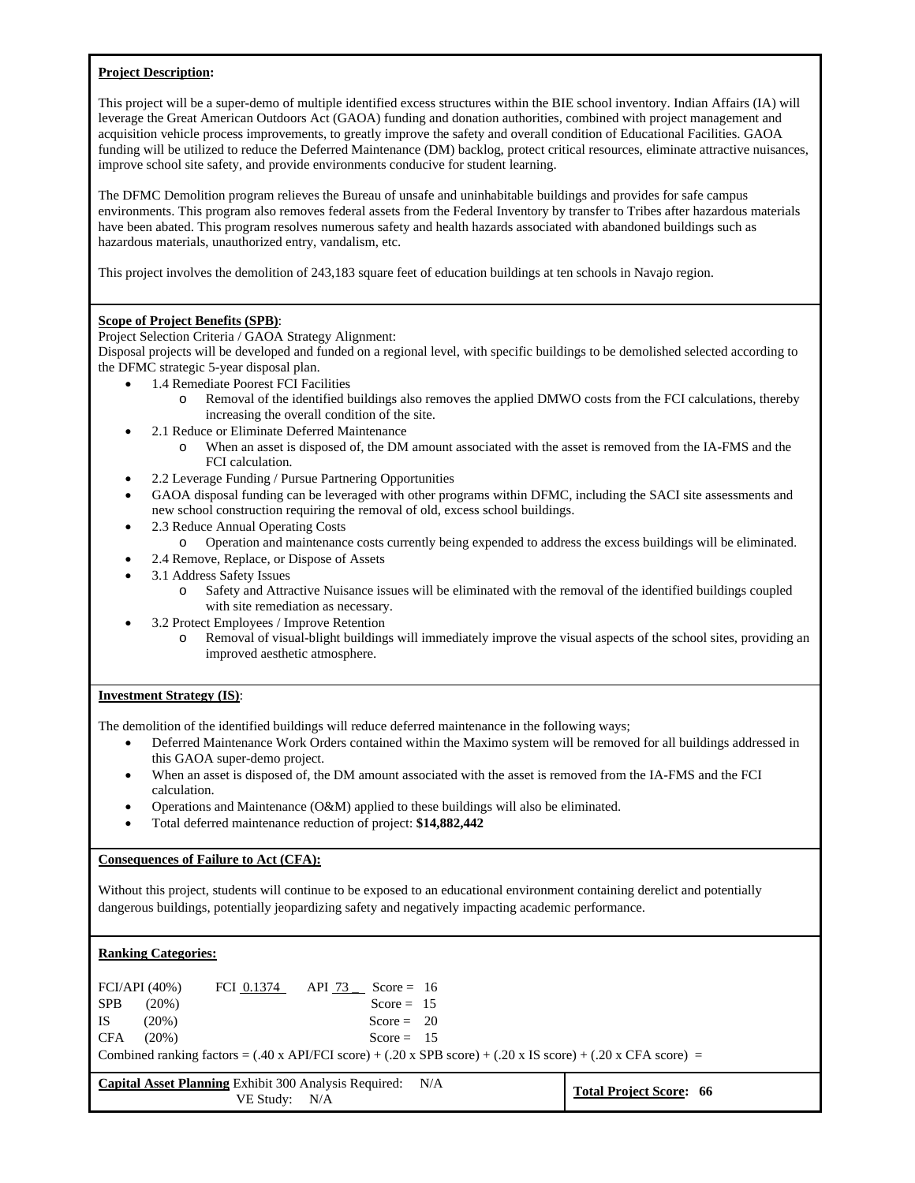**Project Description:**

This project will be a super-demo of multiple identified excess structures within the BIE school inventory. Indian Affairs (IA) will leverage the Great American Outdoors Act (GAOA) funding and donation authorities, combined with project management and acquisition vehicle process improvements, to greatly improve the safety and overall condition of Educational Facilities. GAOA funding will be utilized to reduce the Deferred Maintenance (DM) backlog, protect critical resources, eliminate attractive nuisances, improve school site safety, and provide environments conducive for student learning.

The DFMC Demolition program relieves the Bureau of unsafe and uninhabitable buildings and provides for safe campus environments. This program also removes federal assets from the Federal Inventory by transfer to Tribes after hazardous materials have been abated. This program resolves numerous safety and health hazards associated with abandoned buildings such as hazardous materials, unauthorized entry, vandalism, etc.

This project involves the demolition of 243,183 square feet of education buildings at ten schools in Navajo region.

**Scope of Project Benefits (SPB)**:

Project Selection Criteria / GAOA Strategy Alignment:

Disposal projects will be developed and funded on a regional level, with specific buildings to be demolished selected according to the DFMC strategic 5-year disposal plan.

- 1.4 Remediate Poorest FCI Facilities
  - Removal of the identified buildings also removes the applied DMWO costs from the FCI calculations, thereby increasing the overall condition of the site.
- 2.1 Reduce or Eliminate Deferred Maintenance
  - When an asset is disposed of, the DM amount associated with the asset is removed from the IA-FMS and the FCI calculation.
- 2.2 Leverage Funding / Pursue Partnering Opportunities
- GAOA disposal funding can be leveraged with other programs within DFMC, including the SACI site assessments and new school construction requiring the removal of old, excess school buildings.
- 2.3 Reduce Annual Operating Costs
  - Operation and maintenance costs currently being expended to address the excess buildings will be eliminated.
- 2.4 Remove, Replace, or Dispose of Assets
- 3.1 Address Safety Issues
  - Safety and Attractive Nuisance issues will be eliminated with the removal of the identified buildings coupled with site remediation as necessary.
- 3.2 Protect Employees / Improve Retention
  - Removal of visual-blight buildings will immediately improve the visual aspects of the school sites, providing an improved aesthetic atmosphere.

**Investment Strategy (IS)**:

The demolition of the identified buildings will reduce deferred maintenance in the following ways;

- Deferred Maintenance Work Orders contained within the Maximo system will be removed for all buildings addressed in this GAOA super-demo project.
- When an asset is disposed of, the DM amount associated with the asset is removed from the IA-FMS and the FCI calculation.
- Operations and Maintenance (O&M) applied to these buildings will also be eliminated.
- Total deferred maintenance reduction of project: **$14,882,442**

**Consequences of Failure to Act (CFA):**

Without this project, students will continue to be exposed to an educational environment containing derelict and potentially dangerous buildings, potentially jeopardizing safety and negatively impacting academic performance.

**Ranking Categories:**

| | | | |
|---|---|---|---|
| FCI/API (40%) | FCI 0.1374 | API 73 | Score = 16 |
| SPB (20%) | | | Score = 15 |
| IS (20%) | | | Score = 20 |
| CFA (20%) | | | Score = 15 |

Combined ranking factors = (.40 x API/FCI score) + (.20 x SPB score) + (.20 x IS score) + (.20 x CFA score) =

**Capital Asset Planning** Exhibit 300 Analysis Required: N/A
VE Study: N/A

**Total Project Score: 66**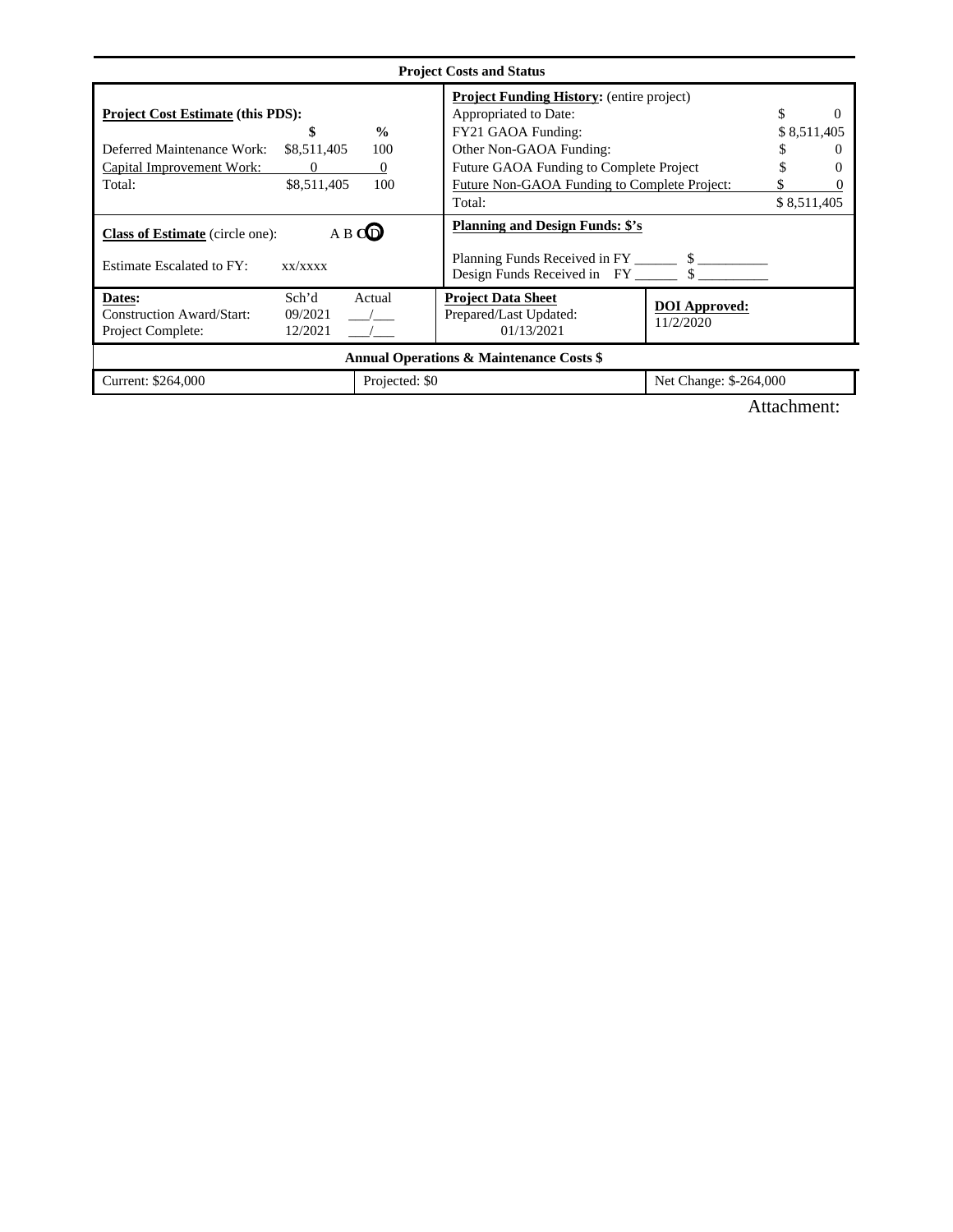## Project Costs and Status

**Project Cost Estimate (this PDS):**

| | $ | % |
|---|---|---|
| Deferred Maintenance Work: | $8,511,405 | 100 |
| Capital Improvement Work: | 0 | 0 |
| Total: | $8,511,405 | 100 |

**Project Funding History:** (entire project)

| | |
|---|---|
| Appropriated to Date: | $ 0 |
| FY21 GAOA Funding: | $ 8,511,405 |
| Other Non-GAOA Funding: | $ 0 |
| Future GAOA Funding to Complete Project | $ 0 |
| Future Non-GAOA Funding to Complete Project: | $ 0 |
| Total: | $ 8,511,405 |

**Class of Estimate** (circle one): A B C D (D circled)

Estimate Escalated to FY: xx/xxxx

**Planning and Design Funds: $'s**

Planning Funds Received in FY ______ $ __________

Design Funds Received in FY ______ $ __________

| **Dates:** | Sch'd | Actual |
|---|---|---|
| Construction Award/Start: | 09/2021 | ___/___ |
| Project Complete: | 12/2021 | ___/___ |

**Project Data Sheet**
Prepared/Last Updated: 01/13/2021

**DOI Approved:** 11/2/2020

### Annual Operations & Maintenance Costs $

| Current: $264,000 | Projected: $0 | Net Change: $-264,000 |
|---|---|---|

Attachment: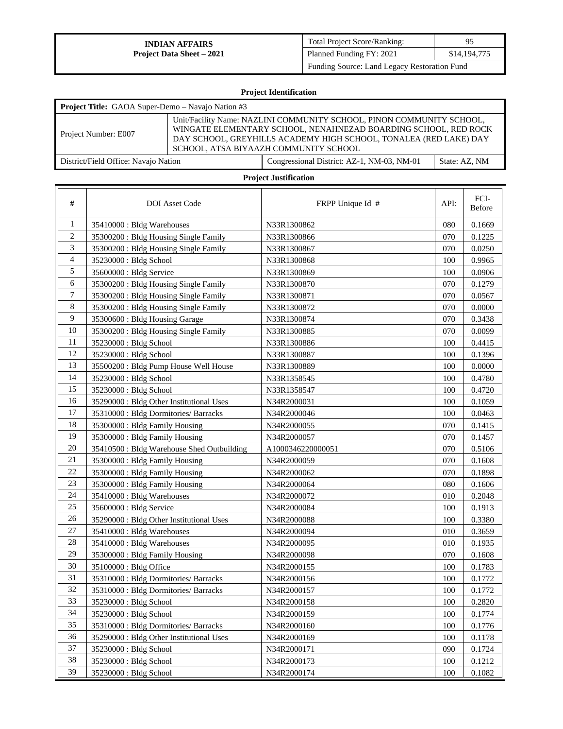| **INDIAN AFFAIRS**<br>**Project Data Sheet – 2021** | Total Project Score/Ranking: | 95 |
|---|---|---|
| | Planned Funding FY: 2021 | $14,194,775 |
| | Funding Source: Land Legacy Restoration Fund | |

### Project Identification

| **Project Title:** GAOA Super-Demo – Navajo Nation #3 | | | |
|---|---|---|---|
| Project Number: E007 | Unit/Facility Name: NAZLINI COMMUNITY SCHOOL, PINON COMMUNITY SCHOOL, WINGATE ELEMENTARY SCHOOL, NENAHNEZAD BOARDING SCHOOL, RED ROCK DAY SCHOOL, GREYHILLS ACADEMY HIGH SCHOOL, TONALEA (RED LAKE) DAY SCHOOL, ATSA BIYAAZH COMMUNITY SCHOOL | | |
| District/Field Office: Navajo Nation | | Congressional District: AZ-1, NM-03, NM-01 | State: AZ, NM |

### Project Justification

| # | DOI Asset Code | FRPP Unique Id # | API: | FCI-Before |
|---|---|---|---|---|
| 1 | 35410000 : Bldg Warehouses | N33R1300862 | 080 | 0.1669 |
| 2 | 35300200 : Bldg Housing Single Family | N33R1300866 | 070 | 0.1225 |
| 3 | 35300200 : Bldg Housing Single Family | N33R1300867 | 070 | 0.0250 |
| 4 | 35230000 : Bldg School | N33R1300868 | 100 | 0.9965 |
| 5 | 35600000 : Bldg Service | N33R1300869 | 100 | 0.0906 |
| 6 | 35300200 : Bldg Housing Single Family | N33R1300870 | 070 | 0.1279 |
| 7 | 35300200 : Bldg Housing Single Family | N33R1300871 | 070 | 0.0567 |
| 8 | 35300200 : Bldg Housing Single Family | N33R1300872 | 070 | 0.0000 |
| 9 | 35300600 : Bldg Housing Garage | N33R1300874 | 070 | 0.3438 |
| 10 | 35300200 : Bldg Housing Single Family | N33R1300885 | 070 | 0.0099 |
| 11 | 35230000 : Bldg School | N33R1300886 | 100 | 0.4415 |
| 12 | 35230000 : Bldg School | N33R1300887 | 100 | 0.1396 |
| 13 | 35500200 : Bldg Pump House Well House | N33R1300889 | 100 | 0.0000 |
| 14 | 35230000 : Bldg School | N33R1358545 | 100 | 0.4780 |
| 15 | 35230000 : Bldg School | N33R1358547 | 100 | 0.4720 |
| 16 | 35290000 : Bldg Other Institutional Uses | N34R2000031 | 100 | 0.1059 |
| 17 | 35310000 : Bldg Dormitories/ Barracks | N34R2000046 | 100 | 0.0463 |
| 18 | 35300000 : Bldg Family Housing | N34R2000055 | 070 | 0.1415 |
| 19 | 35300000 : Bldg Family Housing | N34R2000057 | 070 | 0.1457 |
| 20 | 35410500 : Bldg Warehouse Shed Outbuilding | A1000346220000051 | 070 | 0.5106 |
| 21 | 35300000 : Bldg Family Housing | N34R2000059 | 070 | 0.1608 |
| 22 | 35300000 : Bldg Family Housing | N34R2000062 | 070 | 0.1898 |
| 23 | 35300000 : Bldg Family Housing | N34R2000064 | 080 | 0.1606 |
| 24 | 35410000 : Bldg Warehouses | N34R2000072 | 010 | 0.2048 |
| 25 | 35600000 : Bldg Service | N34R2000084 | 100 | 0.1913 |
| 26 | 35290000 : Bldg Other Institutional Uses | N34R2000088 | 100 | 0.3380 |
| 27 | 35410000 : Bldg Warehouses | N34R2000094 | 010 | 0.3659 |
| 28 | 35410000 : Bldg Warehouses | N34R2000095 | 010 | 0.1935 |
| 29 | 35300000 : Bldg Family Housing | N34R2000098 | 070 | 0.1608 |
| 30 | 35100000 : Bldg Office | N34R2000155 | 100 | 0.1783 |
| 31 | 35310000 : Bldg Dormitories/ Barracks | N34R2000156 | 100 | 0.1772 |
| 32 | 35310000 : Bldg Dormitories/ Barracks | N34R2000157 | 100 | 0.1772 |
| 33 | 35230000 : Bldg School | N34R2000158 | 100 | 0.2820 |
| 34 | 35230000 : Bldg School | N34R2000159 | 100 | 0.1774 |
| 35 | 35310000 : Bldg Dormitories/ Barracks | N34R2000160 | 100 | 0.1776 |
| 36 | 35290000 : Bldg Other Institutional Uses | N34R2000169 | 100 | 0.1178 |
| 37 | 35230000 : Bldg School | N34R2000171 | 090 | 0.1724 |
| 38 | 35230000 : Bldg School | N34R2000173 | 100 | 0.1212 |
| 39 | 35230000 : Bldg School | N34R2000174 | 100 | 0.1082 |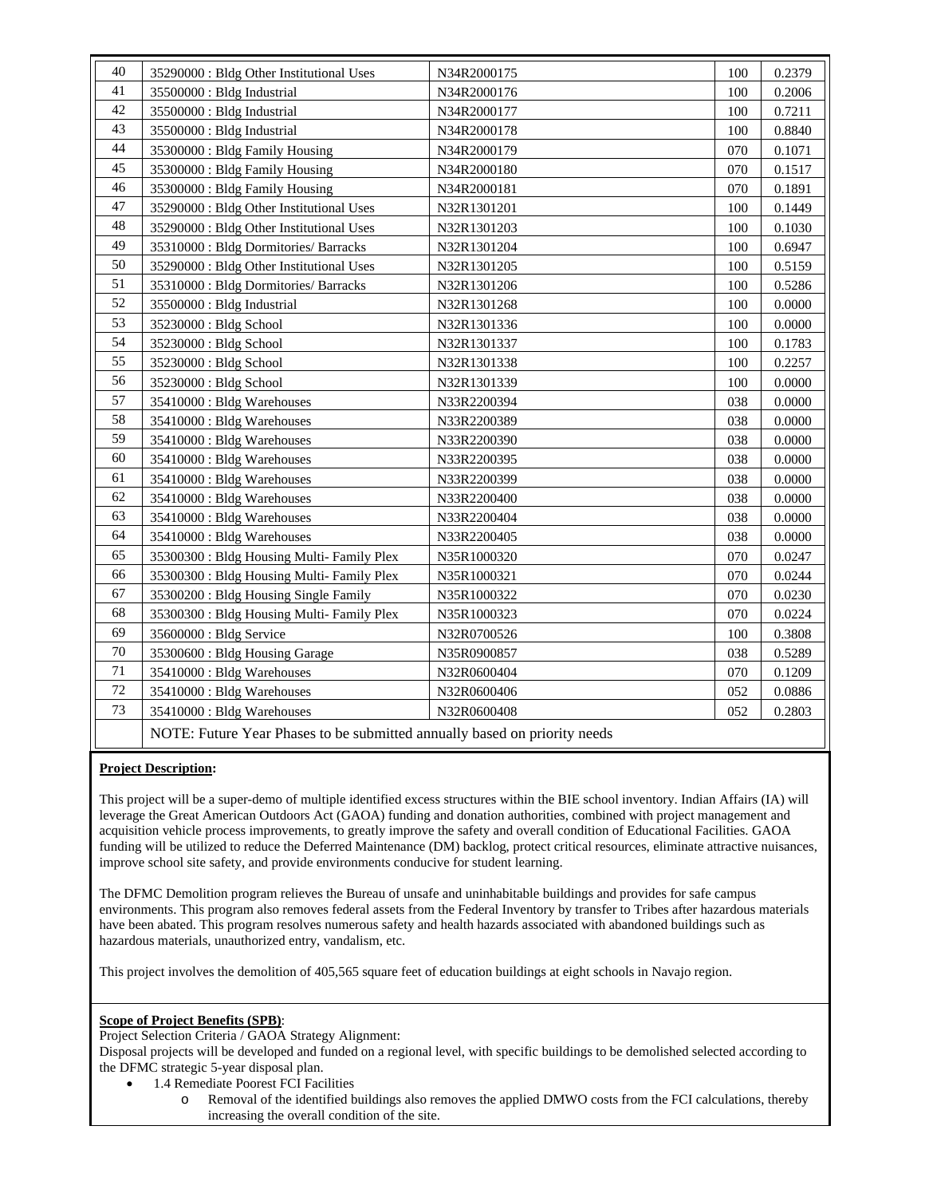| | | | | |
|---|---|---|---|---|
| 40 | 35290000 : Bldg Other Institutional Uses | N34R2000175 | 100 | 0.2379 |
| 41 | 35500000 : Bldg Industrial | N34R2000176 | 100 | 0.2006 |
| 42 | 35500000 : Bldg Industrial | N34R2000177 | 100 | 0.7211 |
| 43 | 35500000 : Bldg Industrial | N34R2000178 | 100 | 0.8840 |
| 44 | 35300000 : Bldg Family Housing | N34R2000179 | 070 | 0.1071 |
| 45 | 35300000 : Bldg Family Housing | N34R2000180 | 070 | 0.1517 |
| 46 | 35300000 : Bldg Family Housing | N34R2000181 | 070 | 0.1891 |
| 47 | 35290000 : Bldg Other Institutional Uses | N32R1301201 | 100 | 0.1449 |
| 48 | 35290000 : Bldg Other Institutional Uses | N32R1301203 | 100 | 0.1030 |
| 49 | 35310000 : Bldg Dormitories/ Barracks | N32R1301204 | 100 | 0.6947 |
| 50 | 35290000 : Bldg Other Institutional Uses | N32R1301205 | 100 | 0.5159 |
| 51 | 35310000 : Bldg Dormitories/ Barracks | N32R1301206 | 100 | 0.5286 |
| 52 | 35500000 : Bldg Industrial | N32R1301268 | 100 | 0.0000 |
| 53 | 35230000 : Bldg School | N32R1301336 | 100 | 0.0000 |
| 54 | 35230000 : Bldg School | N32R1301337 | 100 | 0.1783 |
| 55 | 35230000 : Bldg School | N32R1301338 | 100 | 0.2257 |
| 56 | 35230000 : Bldg School | N32R1301339 | 100 | 0.0000 |
| 57 | 35410000 : Bldg Warehouses | N33R2200394 | 038 | 0.0000 |
| 58 | 35410000 : Bldg Warehouses | N33R2200389 | 038 | 0.0000 |
| 59 | 35410000 : Bldg Warehouses | N33R2200390 | 038 | 0.0000 |
| 60 | 35410000 : Bldg Warehouses | N33R2200395 | 038 | 0.0000 |
| 61 | 35410000 : Bldg Warehouses | N33R2200399 | 038 | 0.0000 |
| 62 | 35410000 : Bldg Warehouses | N33R2200400 | 038 | 0.0000 |
| 63 | 35410000 : Bldg Warehouses | N33R2200404 | 038 | 0.0000 |
| 64 | 35410000 : Bldg Warehouses | N33R2200405 | 038 | 0.0000 |
| 65 | 35300300 : Bldg Housing Multi- Family Plex | N35R1000320 | 070 | 0.0247 |
| 66 | 35300300 : Bldg Housing Multi- Family Plex | N35R1000321 | 070 | 0.0244 |
| 67 | 35300200 : Bldg Housing Single Family | N35R1000322 | 070 | 0.0230 |
| 68 | 35300300 : Bldg Housing Multi- Family Plex | N35R1000323 | 070 | 0.0224 |
| 69 | 35600000 : Bldg Service | N32R0700526 | 100 | 0.3808 |
| 70 | 35300600 : Bldg Housing Garage | N35R0900857 | 038 | 0.5289 |
| 71 | 35410000 : Bldg Warehouses | N32R0600404 | 070 | 0.1209 |
| 72 | 35410000 : Bldg Warehouses | N32R0600406 | 052 | 0.0886 |
| 73 | 35410000 : Bldg Warehouses | N32R0600408 | 052 | 0.2803 |
| | NOTE: Future Year Phases to be submitted annually based on priority needs | | | |

**Project Description:**

This project will be a super-demo of multiple identified excess structures within the BIE school inventory. Indian Affairs (IA) will leverage the Great American Outdoors Act (GAOA) funding and donation authorities, combined with project management and acquisition vehicle process improvements, to greatly improve the safety and overall condition of Educational Facilities. GAOA funding will be utilized to reduce the Deferred Maintenance (DM) backlog, protect critical resources, eliminate attractive nuisances, improve school site safety, and provide environments conducive for student learning.

The DFMC Demolition program relieves the Bureau of unsafe and uninhabitable buildings and provides for safe campus environments. This program also removes federal assets from the Federal Inventory by transfer to Tribes after hazardous materials have been abated. This program resolves numerous safety and health hazards associated with abandoned buildings such as hazardous materials, unauthorized entry, vandalism, etc.

This project involves the demolition of 405,565 square feet of education buildings at eight schools in Navajo region.

**Scope of Project Benefits (SPB)**:

Project Selection Criteria / GAOA Strategy Alignment:

Disposal projects will be developed and funded on a regional level, with specific buildings to be demolished selected according to the DFMC strategic 5-year disposal plan.

- 1.4 Remediate Poorest FCI Facilities
  - Removal of the identified buildings also removes the applied DMWO costs from the FCI calculations, thereby increasing the overall condition of the site.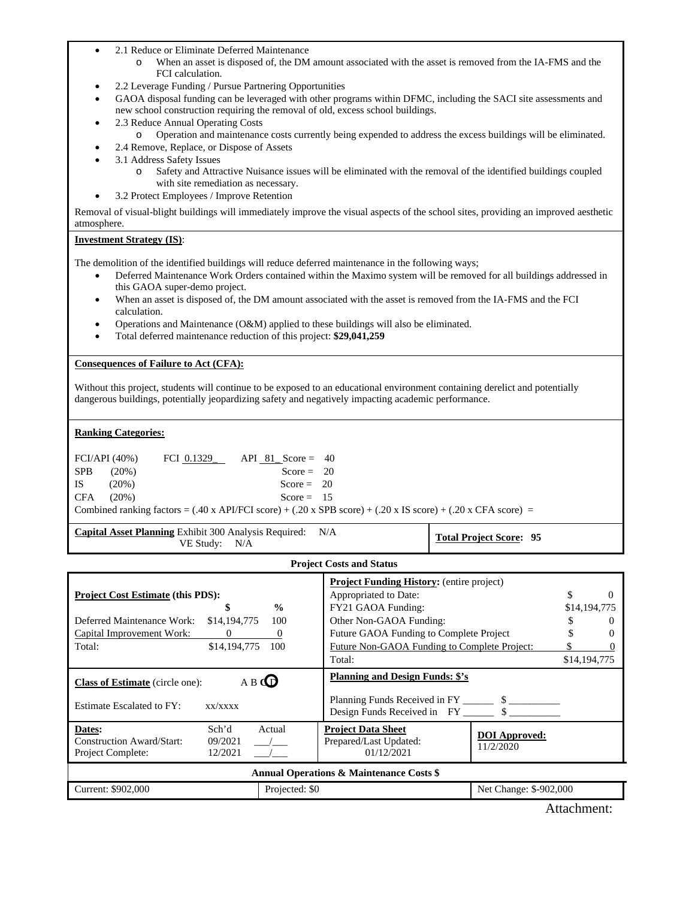- 2.1 Reduce or Eliminate Deferred Maintenance
  - When an asset is disposed of, the DM amount associated with the asset is removed from the IA-FMS and the FCI calculation.
- 2.2 Leverage Funding / Pursue Partnering Opportunities
- GAOA disposal funding can be leveraged with other programs within DFMC, including the SACI site assessments and new school construction requiring the removal of old, excess school buildings.
- 2.3 Reduce Annual Operating Costs
  - Operation and maintenance costs currently being expended to address the excess buildings will be eliminated.
- 2.4 Remove, Replace, or Dispose of Assets
- 3.1 Address Safety Issues
  - Safety and Attractive Nuisance issues will be eliminated with the removal of the identified buildings coupled with site remediation as necessary.
- 3.2 Protect Employees / Improve Retention

Removal of visual-blight buildings will immediately improve the visual aspects of the school sites, providing an improved aesthetic atmosphere.

**Investment Strategy (IS)**:

The demolition of the identified buildings will reduce deferred maintenance in the following ways;

- Deferred Maintenance Work Orders contained within the Maximo system will be removed for all buildings addressed in this GAOA super-demo project.
- When an asset is disposed of, the DM amount associated with the asset is removed from the IA-FMS and the FCI calculation.
- Operations and Maintenance (O&M) applied to these buildings will also be eliminated.
- Total deferred maintenance reduction of this project: **$29,041,259**

**Consequences of Failure to Act (CFA):**

Without this project, students will continue to be exposed to an educational environment containing derelict and potentially dangerous buildings, potentially jeopardizing safety and negatively impacting academic performance.

**Ranking Categories:**

FCI/API (40%) FCI 0.1329 API 81 Score = 40
SPB (20%) Score = 20
IS (20%) Score = 20
CFA (20%) Score = 15

Combined ranking factors = (.40 x API/FCI score) + (.20 x SPB score) + (.20 x IS score) + (.20 x CFA score) =

**Capital Asset Planning** Exhibit 300 Analysis Required: N/A
VE Study: N/A

**Total Project Score: 95**

**Project Costs and Status**

**Project Cost Estimate (this PDS):**

| | $ | % |
|---|---|---|
| Deferred Maintenance Work: | $14,194,775 | 100 |
| Capital Improvement Work: | 0 | 0 |
| Total: | $14,194,775 | 100 |

**Project Funding History:** (entire project)

| | |
|---|---|
| Appropriated to Date: | $ 0 |
| FY21 GAOA Funding: | $14,194,775 |
| Other Non-GAOA Funding: | $ 0 |
| Future GAOA Funding to Complete Project | $ 0 |
| Future Non-GAOA Funding to Complete Project: | $ 0 |
| Total: | $14,194,775 |

**Class of Estimate** (circle one): A B C D (C circled)

Estimate Escalated to FY: xx/xxxx

**Planning and Design Funds: $'s**

Planning Funds Received in FY ______ $ __________
Design Funds Received in FY ______ $ __________

| **Dates:** | Sch'd | Actual |
|---|---|---|
| Construction Award/Start: | 09/2021 | ___/___ |
| Project Complete: | 12/2021 | ___/___ |

**Project Data Sheet** Prepared/Last Updated: 01/12/2021

**DOI Approved:** 11/2/2020

**Annual Operations & Maintenance Costs $**

| Current: $902,000 | Projected: $0 | Net Change: $-902,000 |
|---|---|---|

Attachment: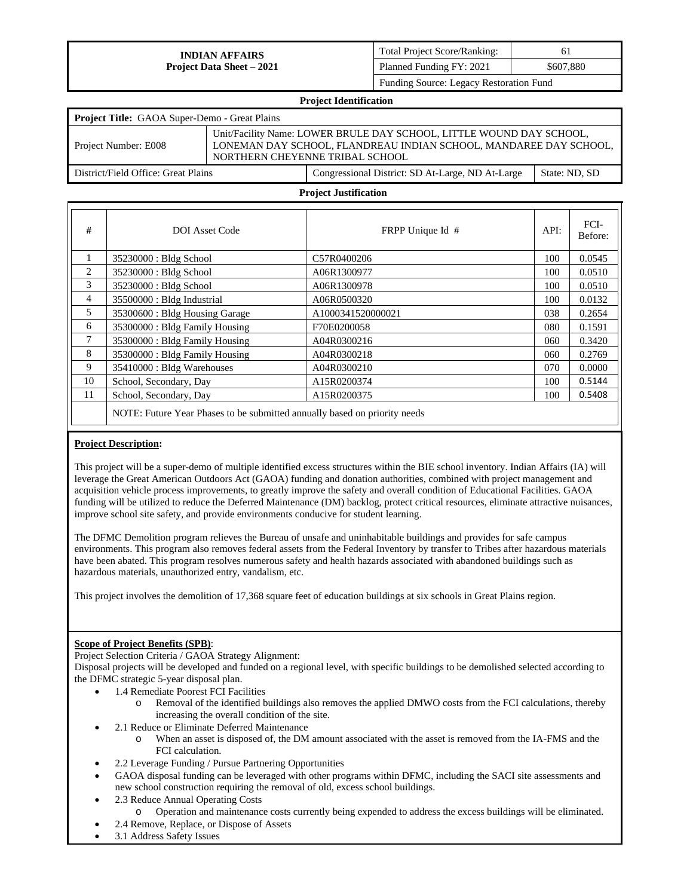| INDIAN AFFAIRS Project Data Sheet – 2021 | Total Project Score/Ranking: | 61 |
|---|---|---|
| | Planned Funding FY: 2021 | $607,880 |
| | Funding Source: Legacy Restoration Fund | |

**Project Identification**

| **Project Title:** GAOA Super-Demo - Great Plains | | |
|---|---|---|
| Project Number: E008 | Unit/Facility Name: LOWER BRULE DAY SCHOOL, LITTLE WOUND DAY SCHOOL, LONEMAN DAY SCHOOL, FLANDREAU INDIAN SCHOOL, MANDAREE DAY SCHOOL, NORTHERN CHEYENNE TRIBAL SCHOOL | |
| District/Field Office: Great Plains | Congressional District: SD At-Large, ND At-Large | State: ND, SD |

**Project Justification**

| # | DOI Asset Code | FRPP Unique Id # | API: | FCI-Before: |
|---|---|---|---|---|
| 1 | 35230000 : Bldg School | C57R0400206 | 100 | 0.0545 |
| 2 | 35230000 : Bldg School | A06R1300977 | 100 | 0.0510 |
| 3 | 35230000 : Bldg School | A06R1300978 | 100 | 0.0510 |
| 4 | 35500000 : Bldg Industrial | A06R0500320 | 100 | 0.0132 |
| 5 | 35300600 : Bldg Housing Garage | A1000341520000021 | 038 | 0.2654 |
| 6 | 35300000 : Bldg Family Housing | F70E0200058 | 080 | 0.1591 |
| 7 | 35300000 : Bldg Family Housing | A04R0300216 | 060 | 0.3420 |
| 8 | 35300000 : Bldg Family Housing | A04R0300218 | 060 | 0.2769 |
| 9 | 35410000 : Bldg Warehouses | A04R0300210 | 070 | 0.0000 |
| 10 | School, Secondary, Day | A15R0200374 | 100 | 0.5144 |
| 11 | School, Secondary, Day | A15R0200375 | 100 | 0.5408 |
| | NOTE: Future Year Phases to be submitted annually based on priority needs | | | |

**Project Description:**

This project will be a super-demo of multiple identified excess structures within the BIE school inventory. Indian Affairs (IA) will leverage the Great American Outdoors Act (GAOA) funding and donation authorities, combined with project management and acquisition vehicle process improvements, to greatly improve the safety and overall condition of Educational Facilities. GAOA funding will be utilized to reduce the Deferred Maintenance (DM) backlog, protect critical resources, eliminate attractive nuisances, improve school site safety, and provide environments conducive for student learning.

The DFMC Demolition program relieves the Bureau of unsafe and uninhabitable buildings and provides for safe campus environments. This program also removes federal assets from the Federal Inventory by transfer to Tribes after hazardous materials have been abated. This program resolves numerous safety and health hazards associated with abandoned buildings such as hazardous materials, unauthorized entry, vandalism, etc.

This project involves the demolition of 17,368 square feet of education buildings at six schools in Great Plains region.

**Scope of Project Benefits (SPB)**:

Project Selection Criteria / GAOA Strategy Alignment:

Disposal projects will be developed and funded on a regional level, with specific buildings to be demolished selected according to the DFMC strategic 5-year disposal plan.

- 1.4 Remediate Poorest FCI Facilities
  - Removal of the identified buildings also removes the applied DMWO costs from the FCI calculations, thereby increasing the overall condition of the site.
- 2.1 Reduce or Eliminate Deferred Maintenance
  - When an asset is disposed of, the DM amount associated with the asset is removed from the IA-FMS and the FCI calculation.
- 2.2 Leverage Funding / Pursue Partnering Opportunities
- GAOA disposal funding can be leveraged with other programs within DFMC, including the SACI site assessments and new school construction requiring the removal of old, excess school buildings.
- 2.3 Reduce Annual Operating Costs
  - Operation and maintenance costs currently being expended to address the excess buildings will be eliminated.
- 2.4 Remove, Replace, or Dispose of Assets
- 3.1 Address Safety Issues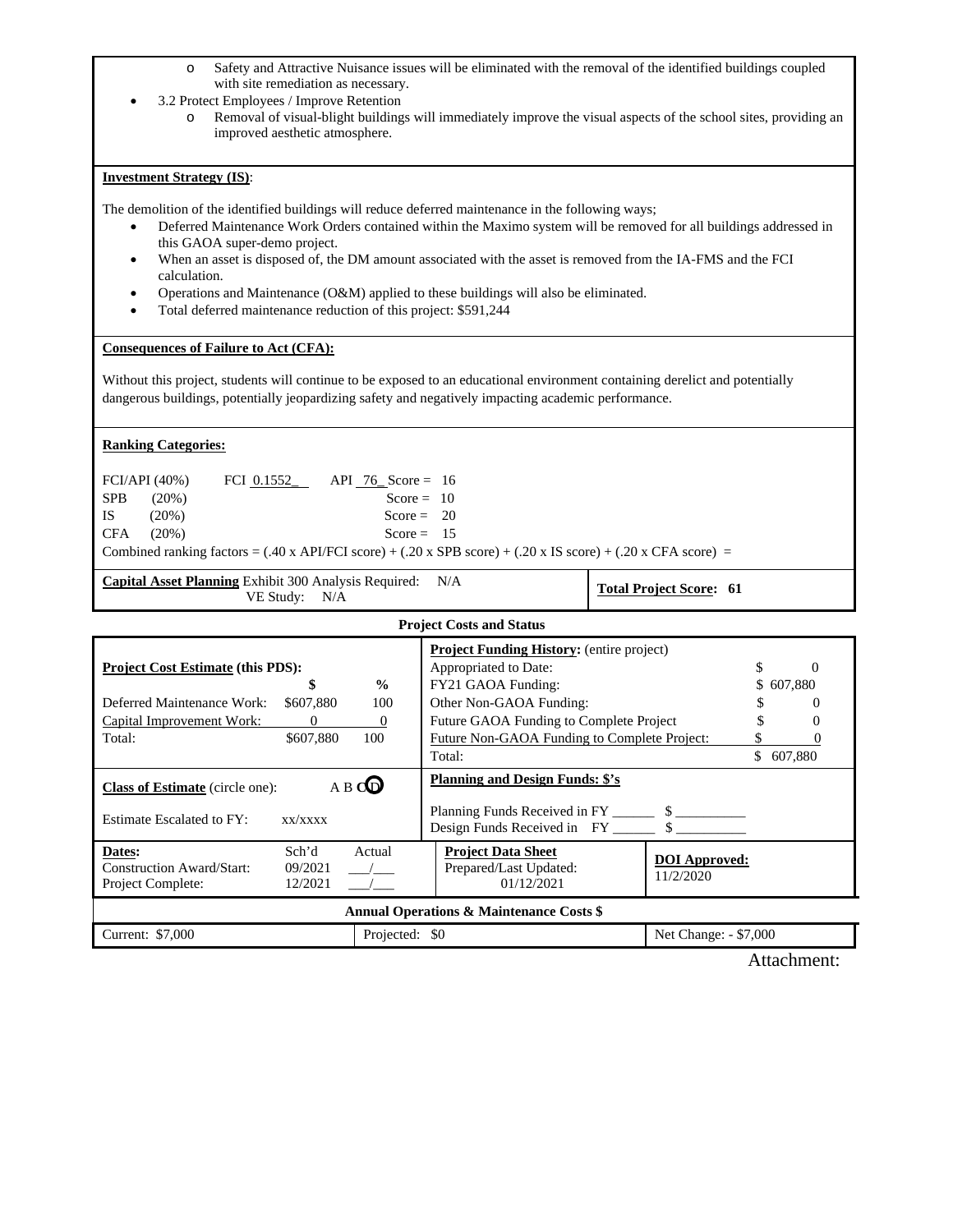- Safety and Attractive Nuisance issues will be eliminated with the removal of the identified buildings coupled with site remediation as necessary.
- 3.2 Protect Employees / Improve Retention
  - Removal of visual-blight buildings will immediately improve the visual aspects of the school sites, providing an improved aesthetic atmosphere.

**Investment Strategy (IS)**:

The demolition of the identified buildings will reduce deferred maintenance in the following ways;

- Deferred Maintenance Work Orders contained within the Maximo system will be removed for all buildings addressed in this GAOA super-demo project.
- When an asset is disposed of, the DM amount associated with the asset is removed from the IA-FMS and the FCI calculation.
- Operations and Maintenance (O&M) applied to these buildings will also be eliminated.
- Total deferred maintenance reduction of this project: $591,244

**Consequences of Failure to Act (CFA):**

Without this project, students will continue to be exposed to an educational environment containing derelict and potentially dangerous buildings, potentially jeopardizing safety and negatively impacting academic performance.

**Ranking Categories:**

| Category | | |
|---|---|---|
| FCI/API (40%) | FCI 0.1552 API 76 | Score = 16 |
| SPB (20%) | | Score = 10 |
| IS (20%) | | Score = 20 |
| CFA (20%) | | Score = 15 |

Combined ranking factors = (.40 x API/FCI score) + (.20 x SPB score) + (.20 x IS score) + (.20 x CFA score) =

**Capital Asset Planning** Exhibit 300 Analysis Required: N/A
VE Study: N/A

**Total Project Score: 61**

**Project Costs and Status**

**Project Cost Estimate (this PDS):**

| | $ | % |
|---|---|---|
| Deferred Maintenance Work: | $607,880 | 100 |
| Capital Improvement Work: | 0 | 0 |
| Total: | $607,880 | 100 |

**Project Funding History:** (entire project)

| | |
|---|---|
| Appropriated to Date: | $ 0 |
| FY21 GAOA Funding: | $ 607,880 |
| Other Non-GAOA Funding: | $ 0 |
| Future GAOA Funding to Complete Project | $ 0 |
| Future Non-GAOA Funding to Complete Project: | $ 0 |
| Total: | $ 607,880 |

**Class of Estimate** (circle one): A B C D (D circled)

Estimate Escalated to FY: xx/xxxx

**Planning and Design Funds: $'s**

Planning Funds Received in FY ______ $ __________
Design Funds Received in FY ______ $ __________

| **Dates:** | Sch'd | Actual |
|---|---|---|
| Construction Award/Start: | 09/2021 | ___/___ |
| Project Complete: | 12/2021 | ___/___ |

**Project Data Sheet**
Prepared/Last Updated:
01/12/2021

**DOI Approved:**
11/2/2020

**Annual Operations & Maintenance Costs $**

| Current: $7,000 | Projected: $0 | Net Change: - $7,000 |
|---|---|---|

Attachment: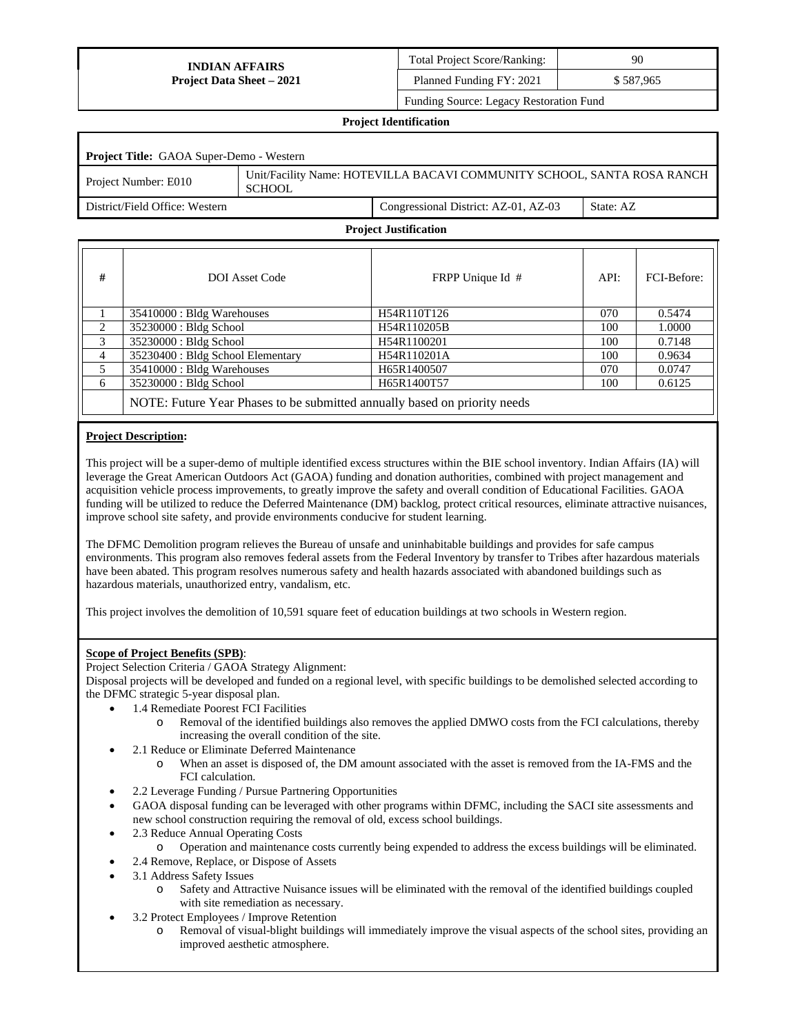| **INDIAN AFFAIRS Project Data Sheet – 2021** | Total Project Score/Ranking: | 90 |
|---|---|---|
| | Planned Funding FY: 2021 | $ 587,965 |
| | Funding Source: Legacy Restoration Fund | |

**Project Identification**

| **Project Title:** GAOA Super-Demo - Western | | | |
|---|---|---|---|
| Project Number: E010 | Unit/Facility Name: HOTEVILLA BACAVI COMMUNITY SCHOOL, SANTA ROSA RANCH SCHOOL | | |
| District/Field Office: Western | | Congressional District: AZ-01, AZ-03 | State: AZ |

**Project Justification**

| # | DOI Asset Code | FRPP Unique Id # | API: | FCI-Before: |
|---|---|---|---|---|
| 1 | 35410000 : Bldg Warehouses | H54R110T126 | 070 | 0.5474 |
| 2 | 35230000 : Bldg School | H54R110205B | 100 | 1.0000 |
| 3 | 35230000 : Bldg School | H54R1100201 | 100 | 0.7148 |
| 4 | 35230400 : Bldg School Elementary | H54R110201A | 100 | 0.9634 |
| 5 | 35410000 : Bldg Warehouses | H65R1400507 | 070 | 0.0747 |
| 6 | 35230000 : Bldg School | H65R1400T57 | 100 | 0.6125 |
| | NOTE: Future Year Phases to be submitted annually based on priority needs | | | |

**Project Description:**

This project will be a super-demo of multiple identified excess structures within the BIE school inventory. Indian Affairs (IA) will leverage the Great American Outdoors Act (GAOA) funding and donation authorities, combined with project management and acquisition vehicle process improvements, to greatly improve the safety and overall condition of Educational Facilities. GAOA funding will be utilized to reduce the Deferred Maintenance (DM) backlog, protect critical resources, eliminate attractive nuisances, improve school site safety, and provide environments conducive for student learning.

The DFMC Demolition program relieves the Bureau of unsafe and uninhabitable buildings and provides for safe campus environments. This program also removes federal assets from the Federal Inventory by transfer to Tribes after hazardous materials have been abated. This program resolves numerous safety and health hazards associated with abandoned buildings such as hazardous materials, unauthorized entry, vandalism, etc.

This project involves the demolition of 10,591 square feet of education buildings at two schools in Western region.

**Scope of Project Benefits (SPB)**:

Project Selection Criteria / GAOA Strategy Alignment:

Disposal projects will be developed and funded on a regional level, with specific buildings to be demolished selected according to the DFMC strategic 5-year disposal plan.

- 1.4 Remediate Poorest FCI Facilities
  - Removal of the identified buildings also removes the applied DMWO costs from the FCI calculations, thereby increasing the overall condition of the site.
- 2.1 Reduce or Eliminate Deferred Maintenance
  - When an asset is disposed of, the DM amount associated with the asset is removed from the IA-FMS and the FCI calculation.
- 2.2 Leverage Funding / Pursue Partnering Opportunities
- GAOA disposal funding can be leveraged with other programs within DFMC, including the SACI site assessments and new school construction requiring the removal of old, excess school buildings.
- 2.3 Reduce Annual Operating Costs
  - Operation and maintenance costs currently being expended to address the excess buildings will be eliminated.
- 2.4 Remove, Replace, or Dispose of Assets
- 3.1 Address Safety Issues
  - Safety and Attractive Nuisance issues will be eliminated with the removal of the identified buildings coupled with site remediation as necessary.
- 3.2 Protect Employees / Improve Retention
  - Removal of visual-blight buildings will immediately improve the visual aspects of the school sites, providing an improved aesthetic atmosphere.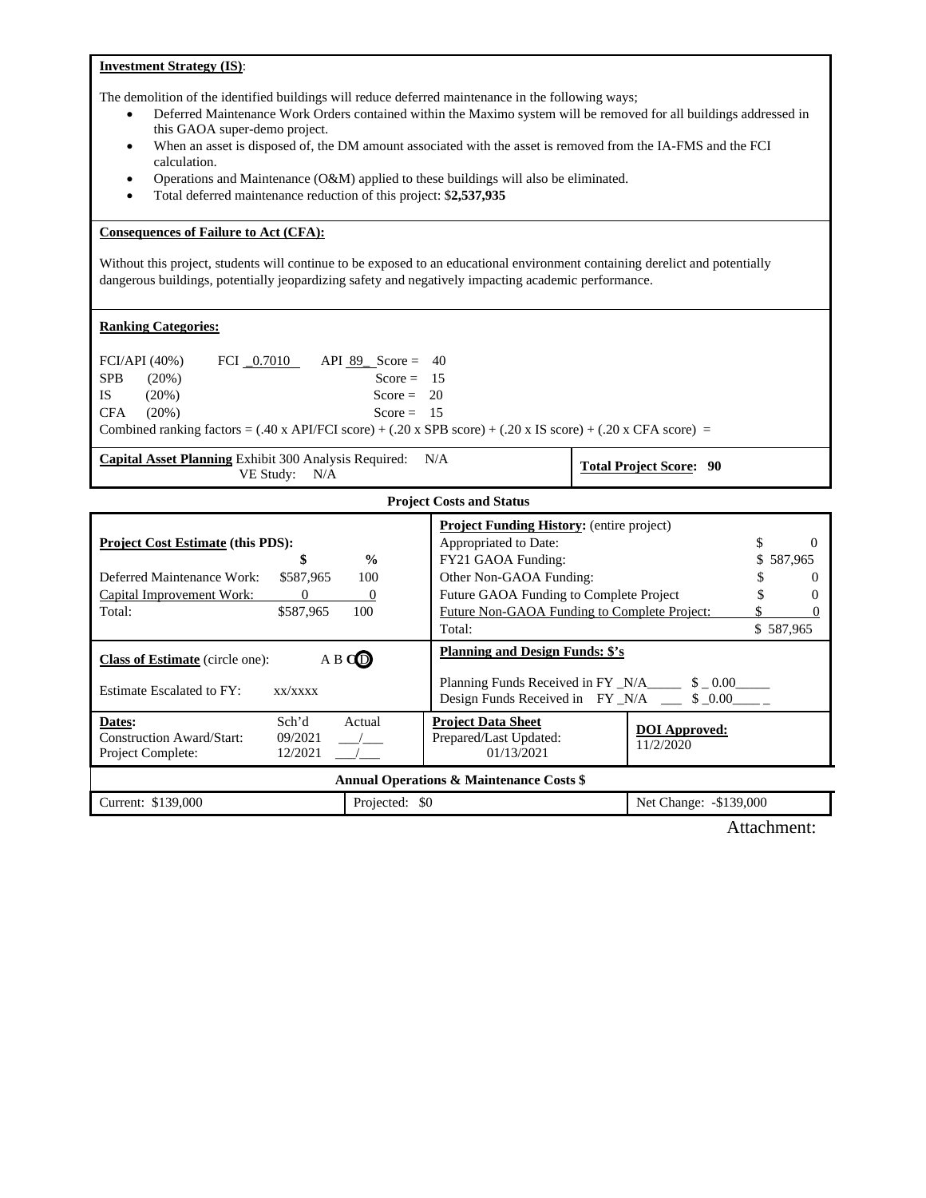**Investment Strategy (IS)**:

The demolition of the identified buildings will reduce deferred maintenance in the following ways;

- Deferred Maintenance Work Orders contained within the Maximo system will be removed for all buildings addressed in this GAOA super-demo project.
- When an asset is disposed of, the DM amount associated with the asset is removed from the IA-FMS and the FCI calculation.
- Operations and Maintenance (O&M) applied to these buildings will also be eliminated.
- Total deferred maintenance reduction of this project: $**2,537,935**

**Consequences of Failure to Act (CFA):**

Without this project, students will continue to be exposed to an educational environment containing derelict and potentially dangerous buildings, potentially jeopardizing safety and negatively impacting academic performance.

**Ranking Categories:**

| | | | |
|---|---|---|---|
| FCI/API (40%) | FCI _0.7010_ | API _89_ | Score = 40 |
| SPB (20%) | | | Score = 15 |
| IS (20%) | | | Score = 20 |
| CFA (20%) | | | Score = 15 |

Combined ranking factors = (.40 x API/FCI score) + (.20 x SPB score) + (.20 x IS score) + (.20 x CFA score) =

**Capital Asset Planning** Exhibit 300 Analysis Required: N/A
VE Study: N/A

**Total Project Score: 90**

**Project Costs and Status**

**Project Cost Estimate (this PDS):**

| | $ | % |
|---|---|---|
| Deferred Maintenance Work: | $587,965 | 100 |
| Capital Improvement Work: | 0 | 0 |
| Total: | $587,965 | 100 |

**Project Funding History:** (entire project)

| | |
|---|---|
| Appropriated to Date: | $ 0 |
| FY21 GAOA Funding: | $ 587,965 |
| Other Non-GAOA Funding: | $ 0 |
| Future GAOA Funding to Complete Project | $ 0 |
| Future Non-GAOA Funding to Complete Project: | $ 0 |
| Total: | $ 587,965 |

**Class of Estimate** (circle one): A B C D (D circled)

Estimate Escalated to FY: xx/xxxx

**Planning and Design Funds: $'s**

Planning Funds Received in FY _N/A_ $ _0.00_
Design Funds Received in FY _N/A_ $ _0.00_

| **Dates:** | Sch'd | Actual |
|---|---|---|
| Construction Award/Start: | 09/2021 | ___/___ |
| Project Complete: | 12/2021 | ___/___ |

**Project Data Sheet**
Prepared/Last Updated: 01/13/2021

**DOI Approved:**
11/2/2020

**Annual Operations & Maintenance Costs $**

| Current: $139,000 | Projected: $0 | Net Change: -$139,000 |
|---|---|---|

Attachment: